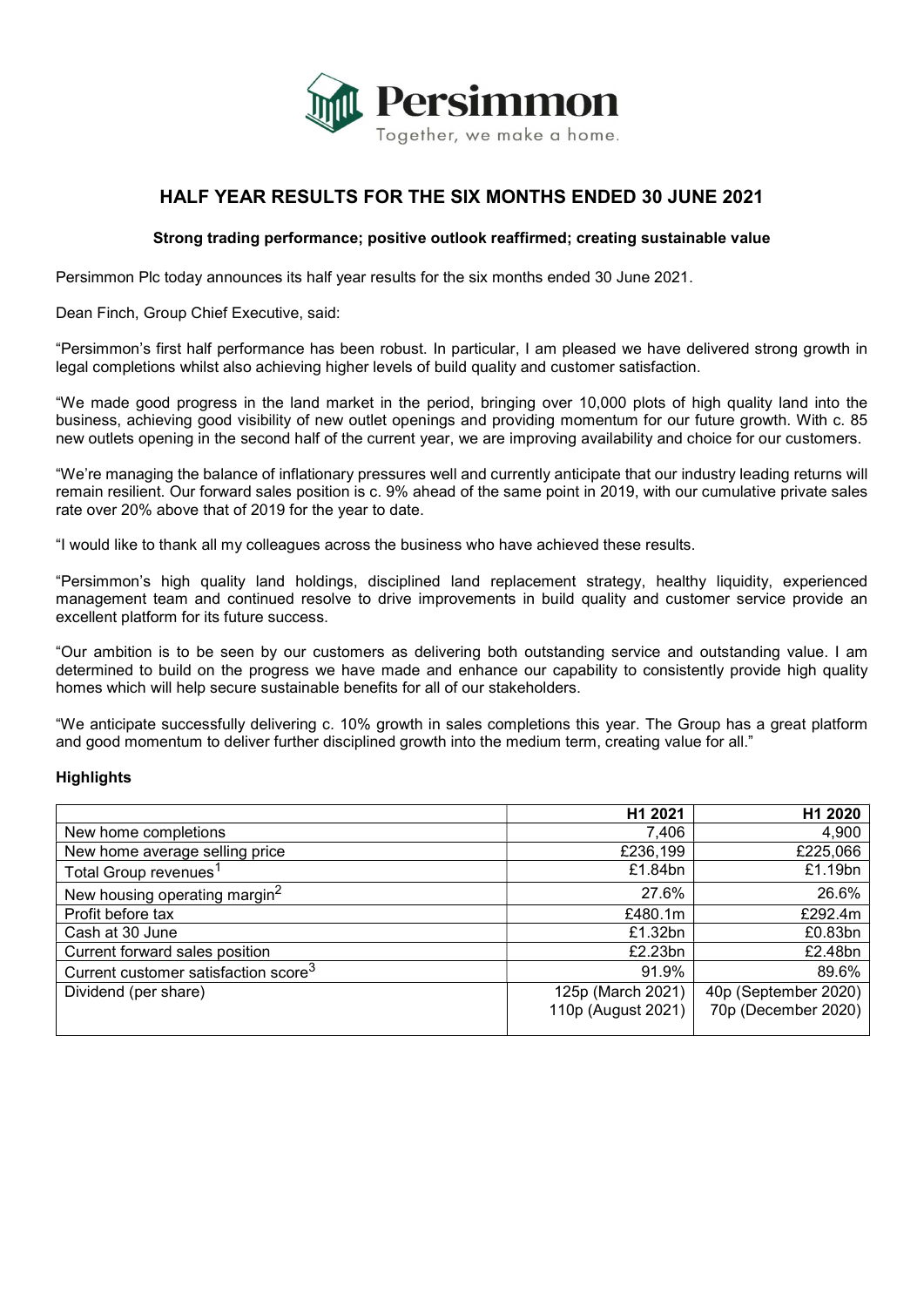# HALF YEAR RESULTS FOR THE SIX MONTHS ENDED 30 JUNE 2021

**Strong trading performance; positive outlook reaffirmed; creating sustainable value**

Persimmon Plc today announces its half year results for the six months ended 30 June 2021.

Dean Finch, Group Chief Executive, said:

"Persimmon's first half performance has been robust. In particular, I am pleased we have delivered strong growth in legal completions whilst also achieving higher levels of build quality and customer satisfaction.

"We made good progress in the land market in the period, bringing over 10,000 plots of high quality land into the business, achieving good visibility of new outlet openings and providing momentum for our future growth. With c. 85 new outlets opening in the second half of the current year, we are improving availability and choice for our customers.

"We're managing the balance of inflationary pressures well and currently anticipate that our industry leading returns will remain resilient. Our forward sales position is c. 9% ahead of the same point in 2019, with our cumulative private sales rate over 20% above that of 2019 for the year to date.

"I would like to thank all my colleagues across the business who have achieved these results.

"Persimmon's high quality land holdings, disciplined land replacement strategy, healthy liquidity, experienced management team and continued resolve to drive improvements in build quality and customer service provide an excellent platform for its future success.

"Our ambition is to be seen by our customers as delivering both outstanding service and outstanding value. I am determined to build on the progress we have made and enhance our capability to consistently provide high quality homes which will help secure sustainable benefits for all of our stakeholders.

"We anticipate successfully delivering c. 10% growth in sales completions this year. The Group has a great platform and good momentum to deliver further disciplined growth into the medium term, creating value for all."

**Highlights**

| | H1 2021 | H1 2020 |
|---|---|---|
| New home completions | 7,406 | 4,900 |
| New home average selling price | £236,199 | £225,066 |
| Total Group revenues[1] | £1.84bn | £1.19bn |
| New housing operating margin[2] | 27.6% | 26.6% |
| Profit before tax | £480.1m | £292.4m |
| Cash at 30 June | £1.32bn | £0.83bn |
| Current forward sales position | £2.23bn | £2.48bn |
| Current customer satisfaction score[3] | 91.9% | 89.6% |
| Dividend (per share) | 125p (March 2021)<br>110p (August 2021) | 40p (September 2020)<br>70p (December 2020) |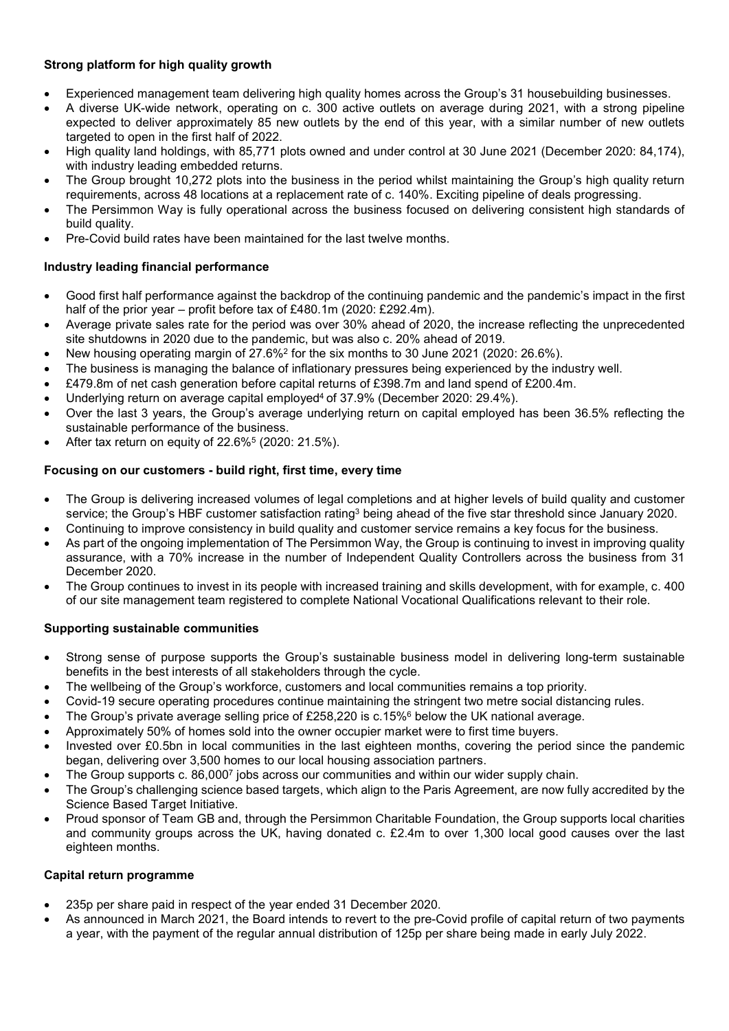**Strong platform for high quality growth**

- Experienced management team delivering high quality homes across the Group's 31 housebuilding businesses.
- A diverse UK-wide network, operating on c. 300 active outlets on average during 2021, with a strong pipeline expected to deliver approximately 85 new outlets by the end of this year, with a similar number of new outlets targeted to open in the first half of 2022.
- High quality land holdings, with 85,771 plots owned and under control at 30 June 2021 (December 2020: 84,174), with industry leading embedded returns.
- The Group brought 10,272 plots into the business in the period whilst maintaining the Group's high quality return requirements, across 48 locations at a replacement rate of c. 140%. Exciting pipeline of deals progressing.
- The Persimmon Way is fully operational across the business focused on delivering consistent high standards of build quality.
- Pre-Covid build rates have been maintained for the last twelve months.

**Industry leading financial performance**

- Good first half performance against the backdrop of the continuing pandemic and the pandemic's impact in the first half of the prior year – profit before tax of £480.1m (2020: £292.4m).
- Average private sales rate for the period was over 30% ahead of 2020, the increase reflecting the unprecedented site shutdowns in 2020 due to the pandemic, but was also c. 20% ahead of 2019.
- New housing operating margin of 27.6%[2] for the six months to 30 June 2021 (2020: 26.6%).
- The business is managing the balance of inflationary pressures being experienced by the industry well.
- £479.8m of net cash generation before capital returns of £398.7m and land spend of £200.4m.
- Underlying return on average capital employed[4] of 37.9% (December 2020: 29.4%).
- Over the last 3 years, the Group's average underlying return on capital employed has been 36.5% reflecting the sustainable performance of the business.
- After tax return on equity of 22.6%[5] (2020: 21.5%).

**Focusing on our customers - build right, first time, every time**

- The Group is delivering increased volumes of legal completions and at higher levels of build quality and customer service; the Group's HBF customer satisfaction rating[3] being ahead of the five star threshold since January 2020.
- Continuing to improve consistency in build quality and customer service remains a key focus for the business.
- As part of the ongoing implementation of The Persimmon Way, the Group is continuing to invest in improving quality assurance, with a 70% increase in the number of Independent Quality Controllers across the business from 31 December 2020.
- The Group continues to invest in its people with increased training and skills development, with for example, c. 400 of our site management team registered to complete National Vocational Qualifications relevant to their role.

**Supporting sustainable communities**

- Strong sense of purpose supports the Group's sustainable business model in delivering long-term sustainable benefits in the best interests of all stakeholders through the cycle.
- The wellbeing of the Group's workforce, customers and local communities remains a top priority.
- Covid-19 secure operating procedures continue maintaining the stringent two metre social distancing rules.
- The Group's private average selling price of £258,220 is c.15%[6] below the UK national average.
- Approximately 50% of homes sold into the owner occupier market were to first time buyers.
- Invested over £0.5bn in local communities in the last eighteen months, covering the period since the pandemic began, delivering over 3,500 homes to our local housing association partners.
- The Group supports c. 86,000[7] jobs across our communities and within our wider supply chain.
- The Group's challenging science based targets, which align to the Paris Agreement, are now fully accredited by the Science Based Target Initiative.
- Proud sponsor of Team GB and, through the Persimmon Charitable Foundation, the Group supports local charities and community groups across the UK, having donated c. £2.4m to over 1,300 local good causes over the last eighteen months.

**Capital return programme**

- 235p per share paid in respect of the year ended 31 December 2020.
- As announced in March 2021, the Board intends to revert to the pre-Covid profile of capital return of two payments a year, with the payment of the regular annual distribution of 125p per share being made in early July 2022.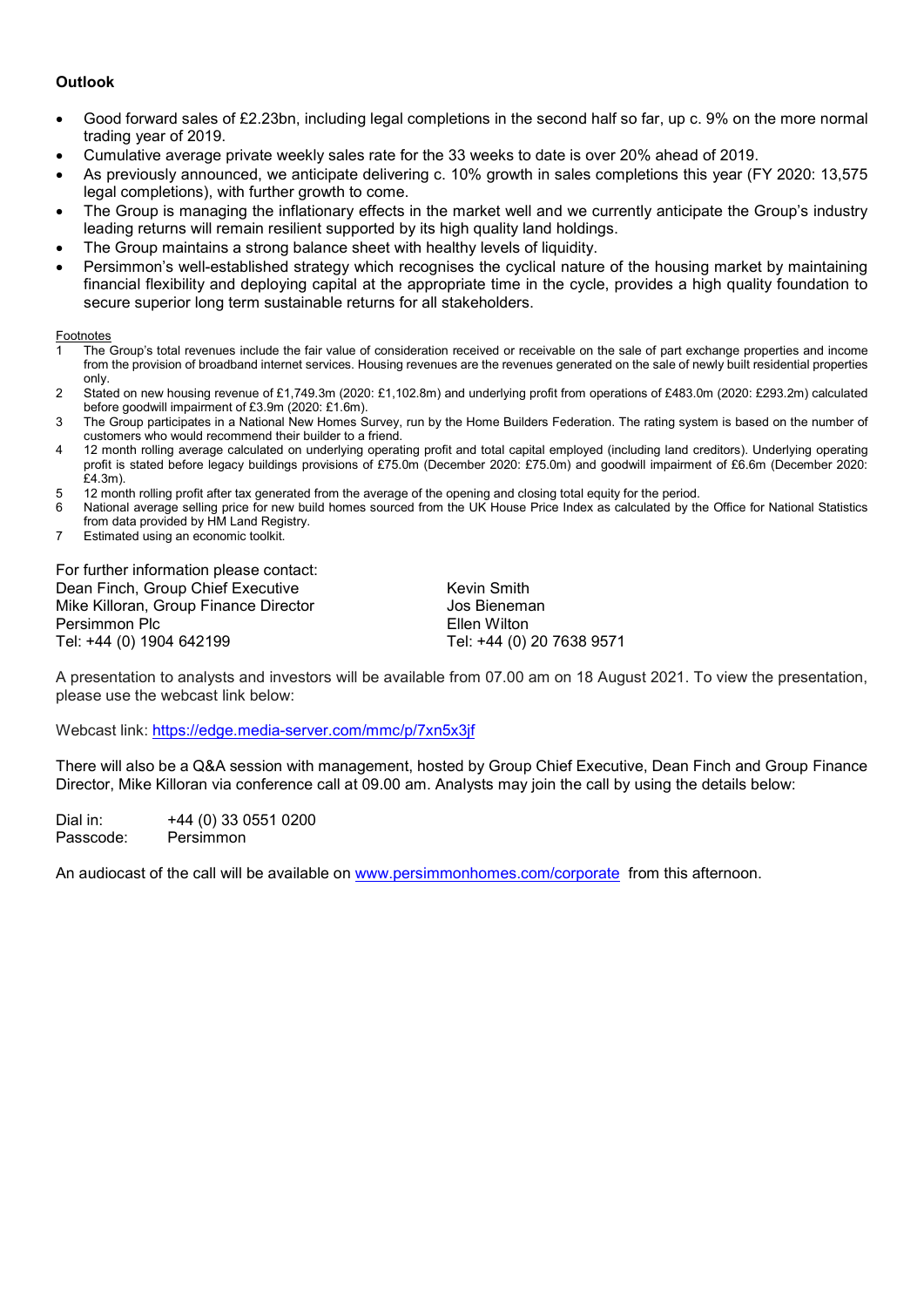**Outlook**

- Good forward sales of £2.23bn, including legal completions in the second half so far, up c. 9% on the more normal trading year of 2019.
- Cumulative average private weekly sales rate for the 33 weeks to date is over 20% ahead of 2019.
- As previously announced, we anticipate delivering c. 10% growth in sales completions this year (FY 2020: 13,575 legal completions), with further growth to come.
- The Group is managing the inflationary effects in the market well and we currently anticipate the Group's industry leading returns will remain resilient supported by its high quality land holdings.
- The Group maintains a strong balance sheet with healthy levels of liquidity.
- Persimmon's well-established strategy which recognises the cyclical nature of the housing market by maintaining financial flexibility and deploying capital at the appropriate time in the cycle, provides a high quality foundation to secure superior long term sustainable returns for all stakeholders.

Footnotes

1. The Group's total revenues include the fair value of consideration received or receivable on the sale of part exchange properties and income from the provision of broadband internet services. Housing revenues are the revenues generated on the sale of newly built residential properties only.
2. Stated on new housing revenue of £1,749.3m (2020: £1,102.8m) and underlying profit from operations of £483.0m (2020: £293.2m) calculated before goodwill impairment of £3.9m (2020: £1.6m).
3. The Group participates in a National New Homes Survey, run by the Home Builders Federation. The rating system is based on the number of customers who would recommend their builder to a friend.
4. 12 month rolling average calculated on underlying operating profit and total capital employed (including land creditors). Underlying operating profit is stated before legacy buildings provisions of £75.0m (December 2020: £75.0m) and goodwill impairment of £6.6m (December 2020: £4.3m).
5. 12 month rolling profit after tax generated from the average of the opening and closing total equity for the period.
6. National average selling price for new build homes sourced from the UK House Price Index as calculated by the Office for National Statistics from data provided by HM Land Registry.
7. Estimated using an economic toolkit.

For further information please contact:

Dean Finch, Group Chief Executive
Mike Killoran, Group Finance Director
Persimmon Plc
Tel: +44 (0) 1904 642199

Kevin Smith
Jos Bieneman
Ellen Wilton
Tel: +44 (0) 20 7638 9571

A presentation to analysts and investors will be available from 07.00 am on 18 August 2021. To view the presentation, please use the webcast link below:

Webcast link: https://edge.media-server.com/mmc/p/7xn5x3jf

There will also be a Q&A session with management, hosted by Group Chief Executive, Dean Finch and Group Finance Director, Mike Killoran via conference call at 09.00 am. Analysts may join the call by using the details below:

Dial in: +44 (0) 33 0551 0200
Passcode: Persimmon

An audiocast of the call will be available on www.persimmonhomes.com/corporate from this afternoon.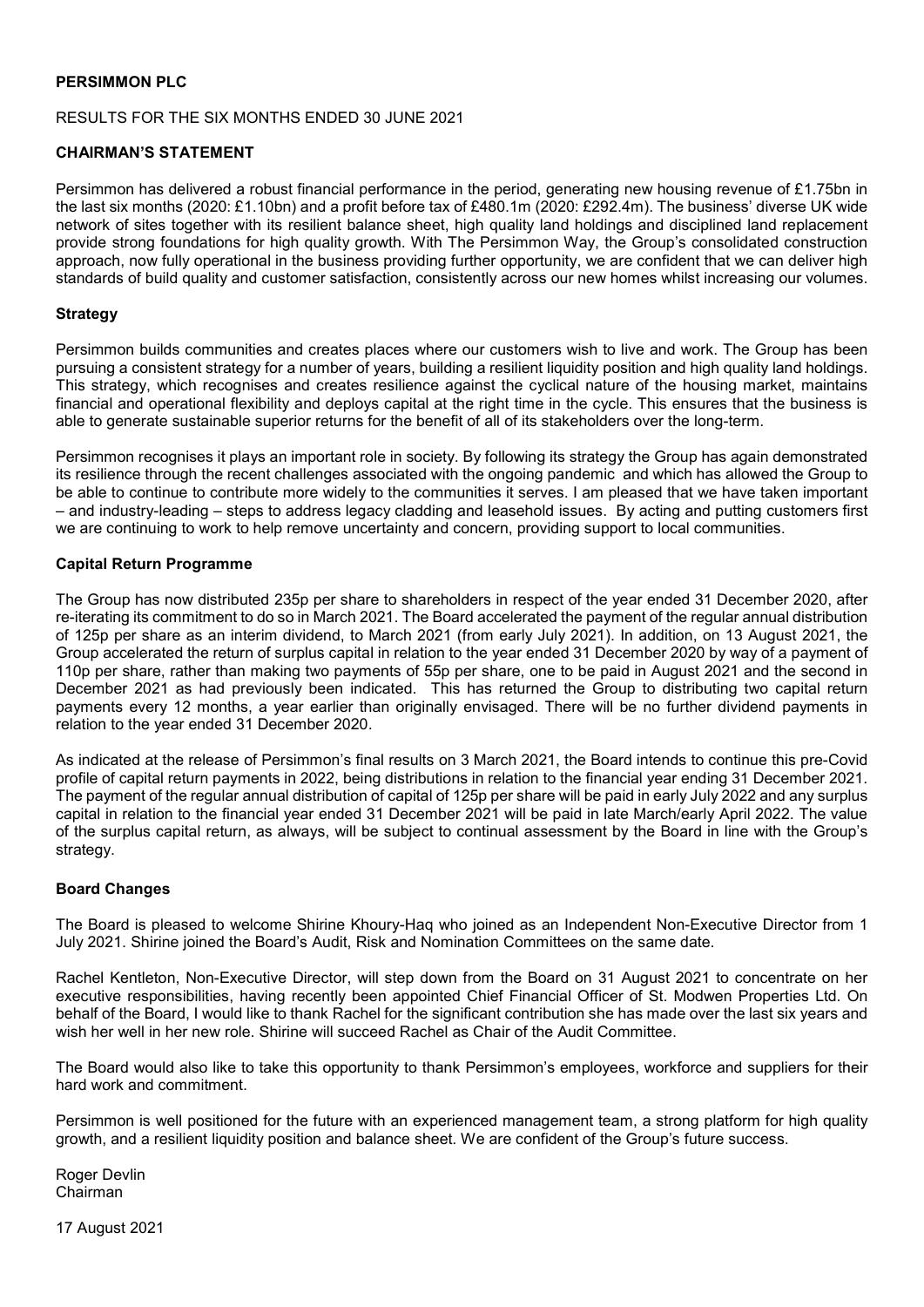**PERSIMMON PLC**

RESULTS FOR THE SIX MONTHS ENDED 30 JUNE 2021

## CHAIRMAN'S STATEMENT

Persimmon has delivered a robust financial performance in the period, generating new housing revenue of £1.75bn in the last six months (2020: £1.10bn) and a profit before tax of £480.1m (2020: £292.4m). The business' diverse UK wide network of sites together with its resilient balance sheet, high quality land holdings and disciplined land replacement provide strong foundations for high quality growth. With The Persimmon Way, the Group's consolidated construction approach, now fully operational in the business providing further opportunity, we are confident that we can deliver high standards of build quality and customer satisfaction, consistently across our new homes whilst increasing our volumes.

### Strategy

Persimmon builds communities and creates places where our customers wish to live and work. The Group has been pursuing a consistent strategy for a number of years, building a resilient liquidity position and high quality land holdings. This strategy, which recognises and creates resilience against the cyclical nature of the housing market, maintains financial and operational flexibility and deploys capital at the right time in the cycle. This ensures that the business is able to generate sustainable superior returns for the benefit of all of its stakeholders over the long-term.

Persimmon recognises it plays an important role in society. By following its strategy the Group has again demonstrated its resilience through the recent challenges associated with the ongoing pandemic and which has allowed the Group to be able to continue to contribute more widely to the communities it serves. I am pleased that we have taken important – and industry-leading – steps to address legacy cladding and leasehold issues. By acting and putting customers first we are continuing to work to help remove uncertainty and concern, providing support to local communities.

### Capital Return Programme

The Group has now distributed 235p per share to shareholders in respect of the year ended 31 December 2020, after re-iterating its commitment to do so in March 2021. The Board accelerated the payment of the regular annual distribution of 125p per share as an interim dividend, to March 2021 (from early July 2021). In addition, on 13 August 2021, the Group accelerated the return of surplus capital in relation to the year ended 31 December 2020 by way of a payment of 110p per share, rather than making two payments of 55p per share, one to be paid in August 2021 and the second in December 2021 as had previously been indicated. This has returned the Group to distributing two capital return payments every 12 months, a year earlier than originally envisaged. There will be no further dividend payments in relation to the year ended 31 December 2020.

As indicated at the release of Persimmon's final results on 3 March 2021, the Board intends to continue this pre-Covid profile of capital return payments in 2022, being distributions in relation to the financial year ending 31 December 2021. The payment of the regular annual distribution of capital of 125p per share will be paid in early July 2022 and any surplus capital in relation to the financial year ended 31 December 2021 will be paid in late March/early April 2022. The value of the surplus capital return, as always, will be subject to continual assessment by the Board in line with the Group's strategy.

### Board Changes

The Board is pleased to welcome Shirine Khoury-Haq who joined as an Independent Non-Executive Director from 1 July 2021. Shirine joined the Board's Audit, Risk and Nomination Committees on the same date.

Rachel Kentleton, Non-Executive Director, will step down from the Board on 31 August 2021 to concentrate on her executive responsibilities, having recently been appointed Chief Financial Officer of St. Modwen Properties Ltd. On behalf of the Board, I would like to thank Rachel for the significant contribution she has made over the last six years and wish her well in her new role. Shirine will succeed Rachel as Chair of the Audit Committee.

The Board would also like to take this opportunity to thank Persimmon's employees, workforce and suppliers for their hard work and commitment.

Persimmon is well positioned for the future with an experienced management team, a strong platform for high quality growth, and a resilient liquidity position and balance sheet. We are confident of the Group's future success.

Roger Devlin
Chairman

17 August 2021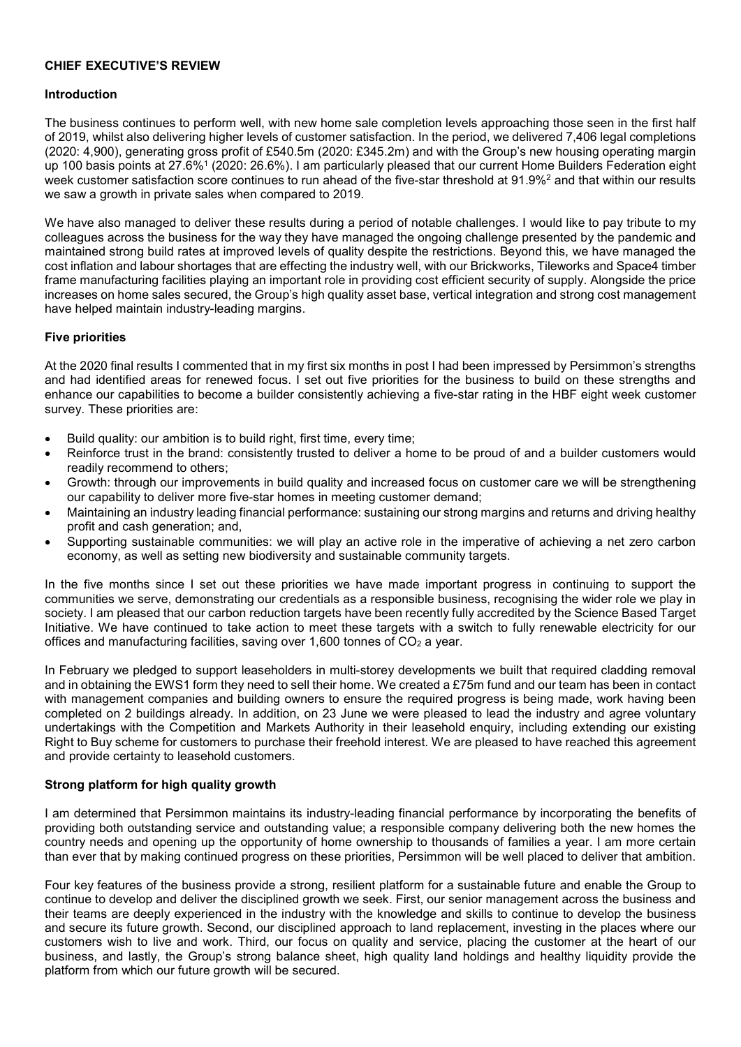**CHIEF EXECUTIVE'S REVIEW**

**Introduction**

The business continues to perform well, with new home sale completion levels approaching those seen in the first half of 2019, whilst also delivering higher levels of customer satisfaction. In the period, we delivered 7,406 legal completions (2020: 4,900), generating gross profit of £540.5m (2020: £345.2m) and with the Group's new housing operating margin up 100 basis points at 27.6%[1] (2020: 26.6%). I am particularly pleased that our current Home Builders Federation eight week customer satisfaction score continues to run ahead of the five-star threshold at 91.9%[2] and that within our results we saw a growth in private sales when compared to 2019.

We have also managed to deliver these results during a period of notable challenges. I would like to pay tribute to my colleagues across the business for the way they have managed the ongoing challenge presented by the pandemic and maintained strong build rates at improved levels of quality despite the restrictions. Beyond this, we have managed the cost inflation and labour shortages that are effecting the industry well, with our Brickworks, Tileworks and Space4 timber frame manufacturing facilities playing an important role in providing cost efficient security of supply. Alongside the price increases on home sales secured, the Group's high quality asset base, vertical integration and strong cost management have helped maintain industry-leading margins.

**Five priorities**

At the 2020 final results I commented that in my first six months in post I had been impressed by Persimmon's strengths and had identified areas for renewed focus. I set out five priorities for the business to build on these strengths and enhance our capabilities to become a builder consistently achieving a five-star rating in the HBF eight week customer survey. These priorities are:

- Build quality: our ambition is to build right, first time, every time;
- Reinforce trust in the brand: consistently trusted to deliver a home to be proud of and a builder customers would readily recommend to others;
- Growth: through our improvements in build quality and increased focus on customer care we will be strengthening our capability to deliver more five-star homes in meeting customer demand;
- Maintaining an industry leading financial performance: sustaining our strong margins and returns and driving healthy profit and cash generation; and,
- Supporting sustainable communities: we will play an active role in the imperative of achieving a net zero carbon economy, as well as setting new biodiversity and sustainable community targets.

In the five months since I set out these priorities we have made important progress in continuing to support the communities we serve, demonstrating our credentials as a responsible business, recognising the wider role we play in society. I am pleased that our carbon reduction targets have been recently fully accredited by the Science Based Target Initiative. We have continued to take action to meet these targets with a switch to fully renewable electricity for our offices and manufacturing facilities, saving over 1,600 tonnes of $CO_2$ a year.

In February we pledged to support leaseholders in multi-storey developments we built that required cladding removal and in obtaining the EWS1 form they need to sell their home. We created a £75m fund and our team has been in contact with management companies and building owners to ensure the required progress is being made, work having been completed on 2 buildings already. In addition, on 23 June we were pleased to lead the industry and agree voluntary undertakings with the Competition and Markets Authority in their leasehold enquiry, including extending our existing Right to Buy scheme for customers to purchase their freehold interest. We are pleased to have reached this agreement and provide certainty to leasehold customers.

**Strong platform for high quality growth**

I am determined that Persimmon maintains its industry-leading financial performance by incorporating the benefits of providing both outstanding service and outstanding value; a responsible company delivering both the new homes the country needs and opening up the opportunity of home ownership to thousands of families a year. I am more certain than ever that by making continued progress on these priorities, Persimmon will be well placed to deliver that ambition.

Four key features of the business provide a strong, resilient platform for a sustainable future and enable the Group to continue to develop and deliver the disciplined growth we seek. First, our senior management across the business and their teams are deeply experienced in the industry with the knowledge and skills to continue to develop the business and secure its future growth. Second, our disciplined approach to land replacement, investing in the places where our customers wish to live and work. Third, our focus on quality and service, placing the customer at the heart of our business, and lastly, the Group's strong balance sheet, high quality land holdings and healthy liquidity provide the platform from which our future growth will be secured.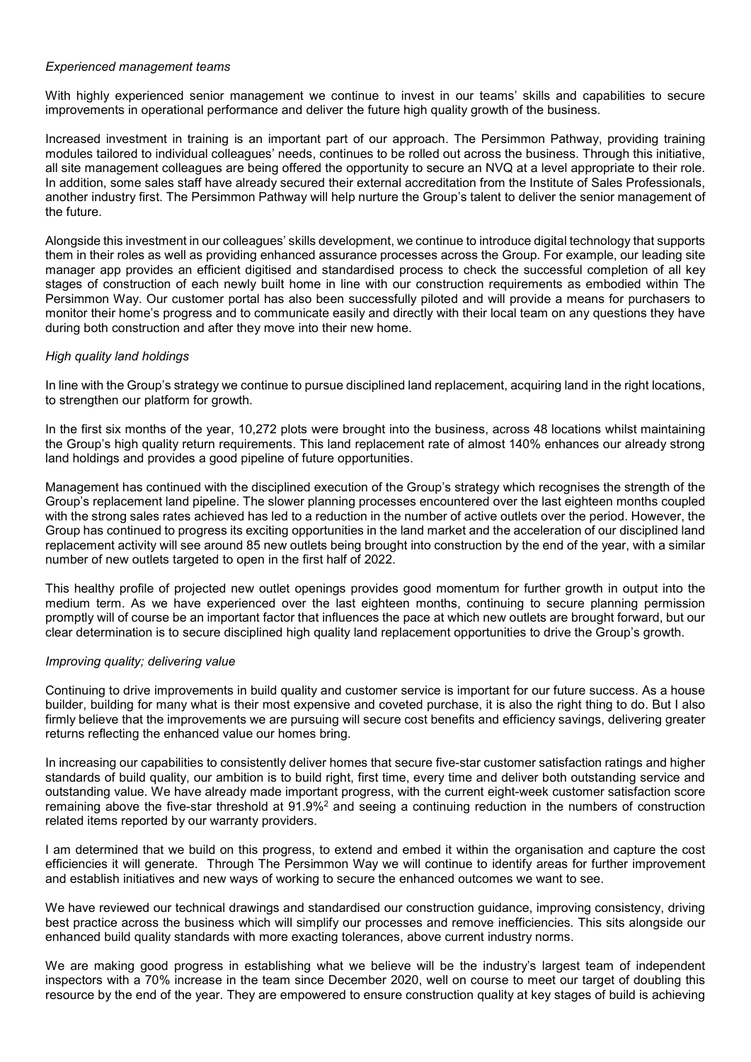*Experienced management teams*

With highly experienced senior management we continue to invest in our teams' skills and capabilities to secure improvements in operational performance and deliver the future high quality growth of the business.

Increased investment in training is an important part of our approach. The Persimmon Pathway, providing training modules tailored to individual colleagues' needs, continues to be rolled out across the business. Through this initiative, all site management colleagues are being offered the opportunity to secure an NVQ at a level appropriate to their role. In addition, some sales staff have already secured their external accreditation from the Institute of Sales Professionals, another industry first. The Persimmon Pathway will help nurture the Group's talent to deliver the senior management of the future.

Alongside this investment in our colleagues' skills development, we continue to introduce digital technology that supports them in their roles as well as providing enhanced assurance processes across the Group. For example, our leading site manager app provides an efficient digitised and standardised process to check the successful completion of all key stages of construction of each newly built home in line with our construction requirements as embodied within The Persimmon Way. Our customer portal has also been successfully piloted and will provide a means for purchasers to monitor their home's progress and to communicate easily and directly with their local team on any questions they have during both construction and after they move into their new home.

*High quality land holdings*

In line with the Group's strategy we continue to pursue disciplined land replacement, acquiring land in the right locations, to strengthen our platform for growth.

In the first six months of the year, 10,272 plots were brought into the business, across 48 locations whilst maintaining the Group's high quality return requirements. This land replacement rate of almost 140% enhances our already strong land holdings and provides a good pipeline of future opportunities.

Management has continued with the disciplined execution of the Group's strategy which recognises the strength of the Group's replacement land pipeline. The slower planning processes encountered over the last eighteen months coupled with the strong sales rates achieved has led to a reduction in the number of active outlets over the period. However, the Group has continued to progress its exciting opportunities in the land market and the acceleration of our disciplined land replacement activity will see around 85 new outlets being brought into construction by the end of the year, with a similar number of new outlets targeted to open in the first half of 2022.

This healthy profile of projected new outlet openings provides good momentum for further growth in output into the medium term. As we have experienced over the last eighteen months, continuing to secure planning permission promptly will of course be an important factor that influences the pace at which new outlets are brought forward, but our clear determination is to secure disciplined high quality land replacement opportunities to drive the Group's growth.

*Improving quality; delivering value*

Continuing to drive improvements in build quality and customer service is important for our future success. As a house builder, building for many what is their most expensive and coveted purchase, it is also the right thing to do. But I also firmly believe that the improvements we are pursuing will secure cost benefits and efficiency savings, delivering greater returns reflecting the enhanced value our homes bring.

In increasing our capabilities to consistently deliver homes that secure five-star customer satisfaction ratings and higher standards of build quality, our ambition is to build right, first time, every time and deliver both outstanding service and outstanding value. We have already made important progress, with the current eight-week customer satisfaction score remaining above the five-star threshold at 91.9%[2] and seeing a continuing reduction in the numbers of construction related items reported by our warranty providers.

I am determined that we build on this progress, to extend and embed it within the organisation and capture the cost efficiencies it will generate. Through The Persimmon Way we will continue to identify areas for further improvement and establish initiatives and new ways of working to secure the enhanced outcomes we want to see.

We have reviewed our technical drawings and standardised our construction guidance, improving consistency, driving best practice across the business which will simplify our processes and remove inefficiencies. This sits alongside our enhanced build quality standards with more exacting tolerances, above current industry norms.

We are making good progress in establishing what we believe will be the industry's largest team of independent inspectors with a 70% increase in the team since December 2020, well on course to meet our target of doubling this resource by the end of the year. They are empowered to ensure construction quality at key stages of build is achieving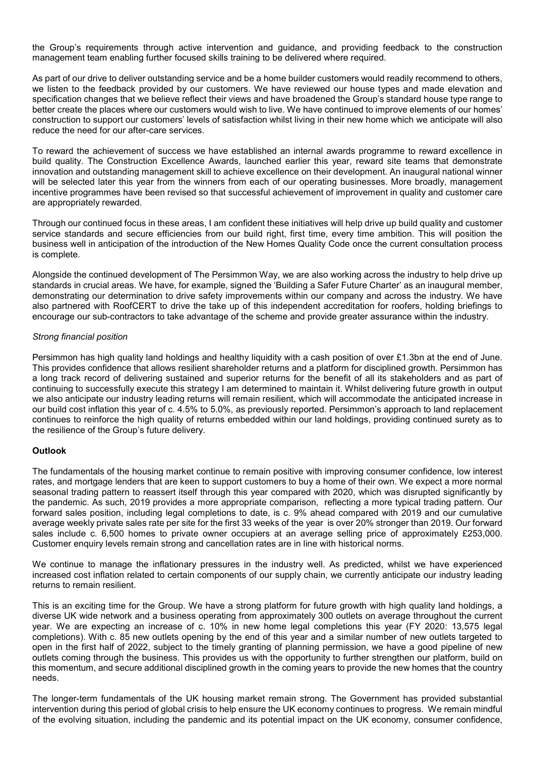the Group's requirements through active intervention and guidance, and providing feedback to the construction management team enabling further focused skills training to be delivered where required.

As part of our drive to deliver outstanding service and be a home builder customers would readily recommend to others, we listen to the feedback provided by our customers. We have reviewed our house types and made elevation and specification changes that we believe reflect their views and have broadened the Group's standard house type range to better create the places where our customers would wish to live. We have continued to improve elements of our homes' construction to support our customers' levels of satisfaction whilst living in their new home which we anticipate will also reduce the need for our after-care services.

To reward the achievement of success we have established an internal awards programme to reward excellence in build quality. The Construction Excellence Awards, launched earlier this year, reward site teams that demonstrate innovation and outstanding management skill to achieve excellence on their development. An inaugural national winner will be selected later this year from the winners from each of our operating businesses. More broadly, management incentive programmes have been revised so that successful achievement of improvement in quality and customer care are appropriately rewarded.

Through our continued focus in these areas, I am confident these initiatives will help drive up build quality and customer service standards and secure efficiencies from our build right, first time, every time ambition. This will position the business well in anticipation of the introduction of the New Homes Quality Code once the current consultation process is complete.

Alongside the continued development of The Persimmon Way, we are also working across the industry to help drive up standards in crucial areas. We have, for example, signed the 'Building a Safer Future Charter' as an inaugural member, demonstrating our determination to drive safety improvements within our company and across the industry. We have also partnered with RoofCERT to drive the take up of this independent accreditation for roofers, holding briefings to encourage our sub-contractors to take advantage of the scheme and provide greater assurance within the industry.

*Strong financial position*

Persimmon has high quality land holdings and healthy liquidity with a cash position of over £1.3bn at the end of June. This provides confidence that allows resilient shareholder returns and a platform for disciplined growth. Persimmon has a long track record of delivering sustained and superior returns for the benefit of all its stakeholders and as part of continuing to successfully execute this strategy I am determined to maintain it. Whilst delivering future growth in output we also anticipate our industry leading returns will remain resilient, which will accommodate the anticipated increase in our build cost inflation this year of c. 4.5% to 5.0%, as previously reported. Persimmon's approach to land replacement continues to reinforce the high quality of returns embedded within our land holdings, providing continued surety as to the resilience of the Group's future delivery.

**Outlook**

The fundamentals of the housing market continue to remain positive with improving consumer confidence, low interest rates, and mortgage lenders that are keen to support customers to buy a home of their own. We expect a more normal seasonal trading pattern to reassert itself through this year compared with 2020, which was disrupted significantly by the pandemic. As such, 2019 provides a more appropriate comparison, reflecting a more typical trading pattern. Our forward sales position, including legal completions to date, is c. 9% ahead compared with 2019 and our cumulative average weekly private sales rate per site for the first 33 weeks of the year is over 20% stronger than 2019. Our forward sales include c. 6,500 homes to private owner occupiers at an average selling price of approximately £253,000. Customer enquiry levels remain strong and cancellation rates are in line with historical norms.

We continue to manage the inflationary pressures in the industry well. As predicted, whilst we have experienced increased cost inflation related to certain components of our supply chain, we currently anticipate our industry leading returns to remain resilient.

This is an exciting time for the Group. We have a strong platform for future growth with high quality land holdings, a diverse UK wide network and a business operating from approximately 300 outlets on average throughout the current year. We are expecting an increase of c. 10% in new home legal completions this year (FY 2020: 13,575 legal completions). With c. 85 new outlets opening by the end of this year and a similar number of new outlets targeted to open in the first half of 2022, subject to the timely granting of planning permission, we have a good pipeline of new outlets coming through the business. This provides us with the opportunity to further strengthen our platform, build on this momentum, and secure additional disciplined growth in the coming years to provide the new homes that the country needs.

The longer-term fundamentals of the UK housing market remain strong. The Government has provided substantial intervention during this period of global crisis to help ensure the UK economy continues to progress. We remain mindful of the evolving situation, including the pandemic and its potential impact on the UK economy, consumer confidence,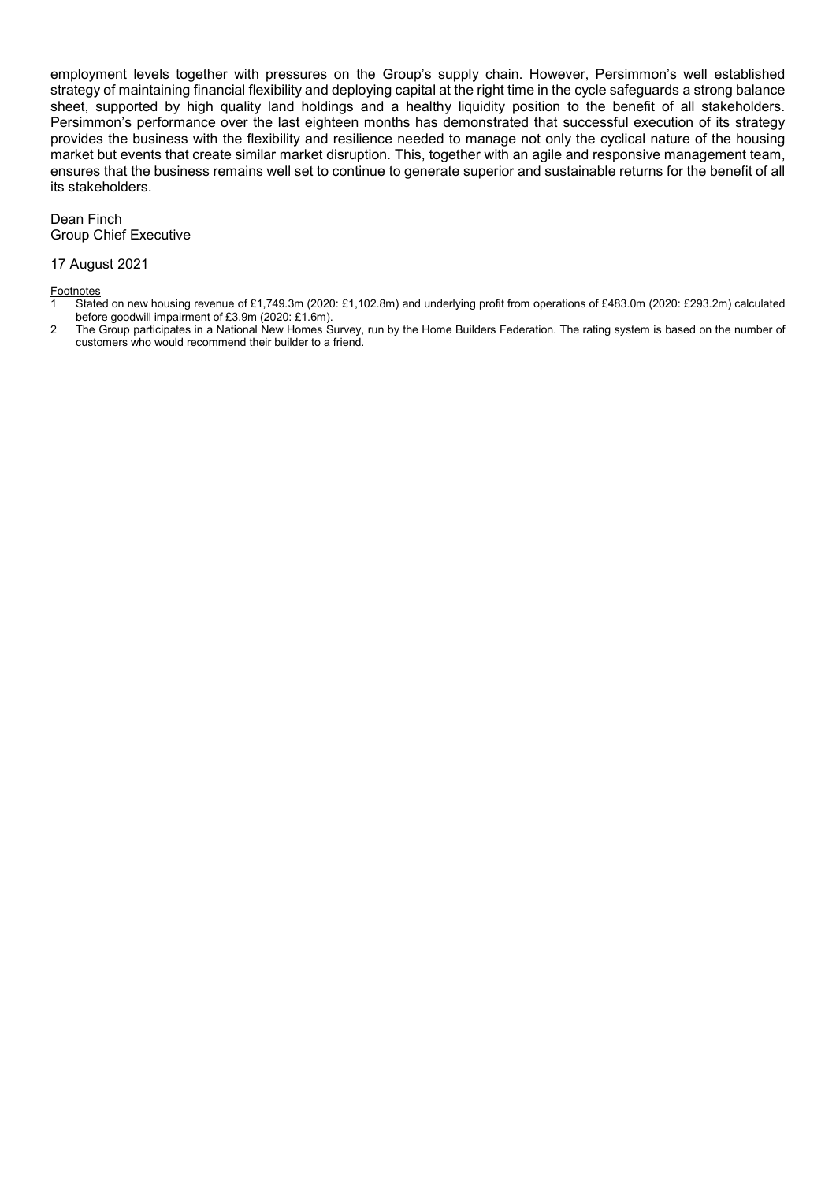employment levels together with pressures on the Group's supply chain. However, Persimmon's well established strategy of maintaining financial flexibility and deploying capital at the right time in the cycle safeguards a strong balance sheet, supported by high quality land holdings and a healthy liquidity position to the benefit of all stakeholders. Persimmon's performance over the last eighteen months has demonstrated that successful execution of its strategy provides the business with the flexibility and resilience needed to manage not only the cyclical nature of the housing market but events that create similar market disruption. This, together with an agile and responsive management team, ensures that the business remains well set to continue to generate superior and sustainable returns for the benefit of all its stakeholders.

Dean Finch
Group Chief Executive

17 August 2021

Footnotes

1 Stated on new housing revenue of £1,749.3m (2020: £1,102.8m) and underlying profit from operations of £483.0m (2020: £293.2m) calculated before goodwill impairment of £3.9m (2020: £1.6m).

2 The Group participates in a National New Homes Survey, run by the Home Builders Federation. The rating system is based on the number of customers who would recommend their builder to a friend.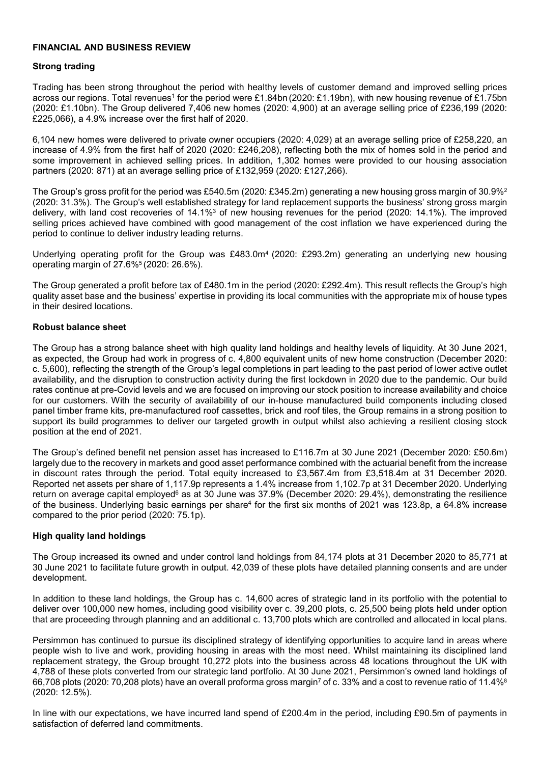**FINANCIAL AND BUSINESS REVIEW**

**Strong trading**

Trading has been strong throughout the period with healthy levels of customer demand and improved selling prices across our regions. Total revenues[1] for the period were £1.84bn (2020: £1.19bn), with new housing revenue of £1.75bn (2020: £1.10bn). The Group delivered 7,406 new homes (2020: 4,900) at an average selling price of £236,199 (2020: £225,066), a 4.9% increase over the first half of 2020.

6,104 new homes were delivered to private owner occupiers (2020: 4,029) at an average selling price of £258,220, an increase of 4.9% from the first half of 2020 (2020: £246,208), reflecting both the mix of homes sold in the period and some improvement in achieved selling prices. In addition, 1,302 homes were provided to our housing association partners (2020: 871) at an average selling price of £132,959 (2020: £127,266).

The Group's gross profit for the period was £540.5m (2020: £345.2m) generating a new housing gross margin of 30.9%[2] (2020: 31.3%). The Group's well established strategy for land replacement supports the business' strong gross margin delivery, with land cost recoveries of 14.1%[3] of new housing revenues for the period (2020: 14.1%). The improved selling prices achieved have combined with good management of the cost inflation we have experienced during the period to continue to deliver industry leading returns.

Underlying operating profit for the Group was £483.0m[4] (2020: £293.2m) generating an underlying new housing operating margin of 27.6%[5] (2020: 26.6%).

The Group generated a profit before tax of £480.1m in the period (2020: £292.4m). This result reflects the Group's high quality asset base and the business' expertise in providing its local communities with the appropriate mix of house types in their desired locations.

**Robust balance sheet**

The Group has a strong balance sheet with high quality land holdings and healthy levels of liquidity. At 30 June 2021, as expected, the Group had work in progress of c. 4,800 equivalent units of new home construction (December 2020: c. 5,600), reflecting the strength of the Group's legal completions in part leading to the past period of lower active outlet availability, and the disruption to construction activity during the first lockdown in 2020 due to the pandemic. Our build rates continue at pre-Covid levels and we are focused on improving our stock position to increase availability and choice for our customers. With the security of availability of our in-house manufactured build components including closed panel timber frame kits, pre-manufactured roof cassettes, brick and roof tiles, the Group remains in a strong position to support its build programmes to deliver our targeted growth in output whilst also achieving a resilient closing stock position at the end of 2021.

The Group's defined benefit net pension asset has increased to £116.7m at 30 June 2021 (December 2020: £50.6m) largely due to the recovery in markets and good asset performance combined with the actuarial benefit from the increase in discount rates through the period. Total equity increased to £3,567.4m from £3,518.4m at 31 December 2020. Reported net assets per share of 1,117.9p represents a 1.4% increase from 1,102.7p at 31 December 2020. Underlying return on average capital employed[6] as at 30 June was 37.9% (December 2020: 29.4%), demonstrating the resilience of the business. Underlying basic earnings per share[4] for the first six months of 2021 was 123.8p, a 64.8% increase compared to the prior period (2020: 75.1p).

**High quality land holdings**

The Group increased its owned and under control land holdings from 84,174 plots at 31 December 2020 to 85,771 at 30 June 2021 to facilitate future growth in output. 42,039 of these plots have detailed planning consents and are under development.

In addition to these land holdings, the Group has c. 14,600 acres of strategic land in its portfolio with the potential to deliver over 100,000 new homes, including good visibility over c. 39,200 plots, c. 25,500 being plots held under option that are proceeding through planning and an additional c. 13,700 plots which are controlled and allocated in local plans.

Persimmon has continued to pursue its disciplined strategy of identifying opportunities to acquire land in areas where people wish to live and work, providing housing in areas with the most need. Whilst maintaining its disciplined land replacement strategy, the Group brought 10,272 plots into the business across 48 locations throughout the UK with 4,788 of these plots converted from our strategic land portfolio. At 30 June 2021, Persimmon's owned land holdings of 66,708 plots (2020: 70,208 plots) have an overall proforma gross margin[7] of c. 33% and a cost to revenue ratio of 11.4%[8] (2020: 12.5%).

In line with our expectations, we have incurred land spend of £200.4m in the period, including £90.5m of payments in satisfaction of deferred land commitments.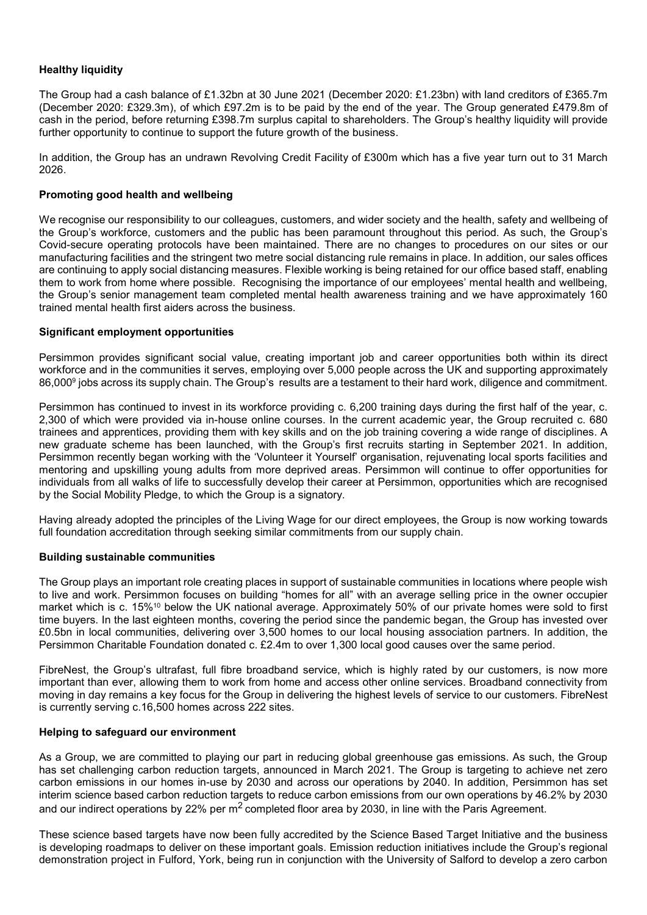**Healthy liquidity**

The Group had a cash balance of £1.32bn at 30 June 2021 (December 2020: £1.23bn) with land creditors of £365.7m (December 2020: £329.3m), of which £97.2m is to be paid by the end of the year. The Group generated £479.8m of cash in the period, before returning £398.7m surplus capital to shareholders. The Group's healthy liquidity will provide further opportunity to continue to support the future growth of the business.

In addition, the Group has an undrawn Revolving Credit Facility of £300m which has a five year turn out to 31 March 2026.

**Promoting good health and wellbeing**

We recognise our responsibility to our colleagues, customers, and wider society and the health, safety and wellbeing of the Group's workforce, customers and the public has been paramount throughout this period. As such, the Group's Covid-secure operating protocols have been maintained. There are no changes to procedures on our sites or our manufacturing facilities and the stringent two metre social distancing rule remains in place. In addition, our sales offices are continuing to apply social distancing measures. Flexible working is being retained for our office based staff, enabling them to work from home where possible. Recognising the importance of our employees' mental health and wellbeing, the Group's senior management team completed mental health awareness training and we have approximately 160 trained mental health first aiders across the business.

**Significant employment opportunities**

Persimmon provides significant social value, creating important job and career opportunities both within its direct workforce and in the communities it serves, employing over 5,000 people across the UK and supporting approximately 86,000[9] jobs across its supply chain. The Group's results are a testament to their hard work, diligence and commitment.

Persimmon has continued to invest in its workforce providing c. 6,200 training days during the first half of the year, c. 2,300 of which were provided via in-house online courses. In the current academic year, the Group recruited c. 680 trainees and apprentices, providing them with key skills and on the job training covering a wide range of disciplines. A new graduate scheme has been launched, with the Group's first recruits starting in September 2021. In addition, Persimmon recently began working with the 'Volunteer it Yourself' organisation, rejuvenating local sports facilities and mentoring and upskilling young adults from more deprived areas. Persimmon will continue to offer opportunities for individuals from all walks of life to successfully develop their career at Persimmon, opportunities which are recognised by the Social Mobility Pledge, to which the Group is a signatory.

Having already adopted the principles of the Living Wage for our direct employees, the Group is now working towards full foundation accreditation through seeking similar commitments from our supply chain.

**Building sustainable communities**

The Group plays an important role creating places in support of sustainable communities in locations where people wish to live and work. Persimmon focuses on building "homes for all" with an average selling price in the owner occupier market which is c. 15%[10] below the UK national average. Approximately 50% of our private homes were sold to first time buyers. In the last eighteen months, covering the period since the pandemic began, the Group has invested over £0.5bn in local communities, delivering over 3,500 homes to our local housing association partners. In addition, the Persimmon Charitable Foundation donated c. £2.4m to over 1,300 local good causes over the same period.

FibreNest, the Group's ultrafast, full fibre broadband service, which is highly rated by our customers, is now more important than ever, allowing them to work from home and access other online services. Broadband connectivity from moving in day remains a key focus for the Group in delivering the highest levels of service to our customers. FibreNest is currently serving c.16,500 homes across 222 sites.

**Helping to safeguard our environment**

As a Group, we are committed to playing our part in reducing global greenhouse gas emissions. As such, the Group has set challenging carbon reduction targets, announced in March 2021. The Group is targeting to achieve net zero carbon emissions in our homes in-use by 2030 and across our operations by 2040. In addition, Persimmon has set interim science based carbon reduction targets to reduce carbon emissions from our own operations by 46.2% by 2030 and our indirect operations by 22% per $m^2$ completed floor area by 2030, in line with the Paris Agreement.

These science based targets have now been fully accredited by the Science Based Target Initiative and the business is developing roadmaps to deliver on these important goals. Emission reduction initiatives include the Group's regional demonstration project in Fulford, York, being run in conjunction with the University of Salford to develop a zero carbon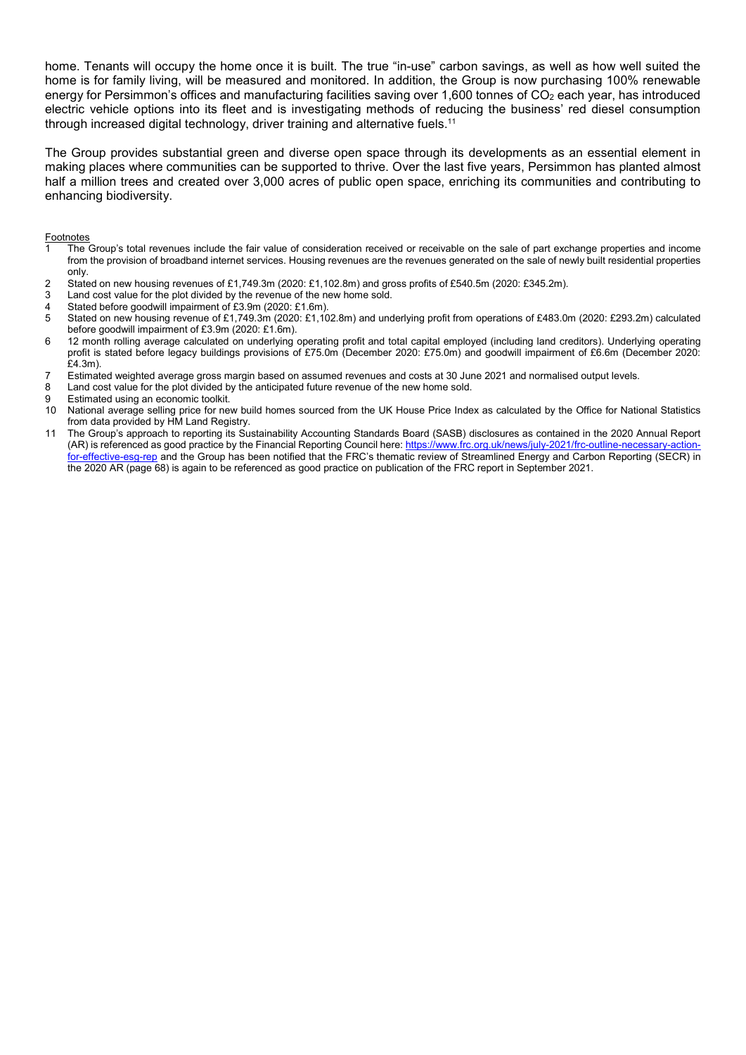home. Tenants will occupy the home once it is built. The true "in-use" carbon savings, as well as how well suited the home is for family living, will be measured and monitored. In addition, the Group is now purchasing 100% renewable energy for Persimmon's offices and manufacturing facilities saving over 1,600 tonnes of $CO_2$ each year, has introduced electric vehicle options into its fleet and is investigating methods of reducing the business' red diesel consumption through increased digital technology, driver training and alternative fuels.[11]

The Group provides substantial green and diverse open space through its developments as an essential element in making places where communities can be supported to thrive. Over the last five years, Persimmon has planted almost half a million trees and created over 3,000 acres of public open space, enriching its communities and contributing to enhancing biodiversity.

Footnotes

1. The Group's total revenues include the fair value of consideration received or receivable on the sale of part exchange properties and income from the provision of broadband internet services. Housing revenues are the revenues generated on the sale of newly built residential properties only.
2. Stated on new housing revenues of £1,749.3m (2020: £1,102.8m) and gross profits of £540.5m (2020: £345.2m).
3. Land cost value for the plot divided by the revenue of the new home sold.
4. Stated before goodwill impairment of £3.9m (2020: £1.6m).
5. Stated on new housing revenue of £1,749.3m (2020: £1,102.8m) and underlying profit from operations of £483.0m (2020: £293.2m) calculated before goodwill impairment of £3.9m (2020: £1.6m).
6. 12 month rolling average calculated on underlying operating profit and total capital employed (including land creditors). Underlying operating profit is stated before legacy buildings provisions of £75.0m (December 2020: £75.0m) and goodwill impairment of £6.6m (December 2020: £4.3m).
7. Estimated weighted average gross margin based on assumed revenues and costs at 30 June 2021 and normalised output levels.
8. Land cost value for the plot divided by the anticipated future revenue of the new home sold.
9. Estimated using an economic toolkit.
10. National average selling price for new build homes sourced from the UK House Price Index as calculated by the Office for National Statistics from data provided by HM Land Registry.
11. The Group's approach to reporting its Sustainability Accounting Standards Board (SASB) disclosures as contained in the 2020 Annual Report (AR) is referenced as good practice by the Financial Reporting Council here: https://www.frc.org.uk/news/july-2021/frc-outline-necessary-action-for-effective-esg-rep and the Group has been notified that the FRC's thematic review of Streamlined Energy and Carbon Reporting (SECR) in the 2020 AR (page 68) is again to be referenced as good practice on publication of the FRC report in September 2021.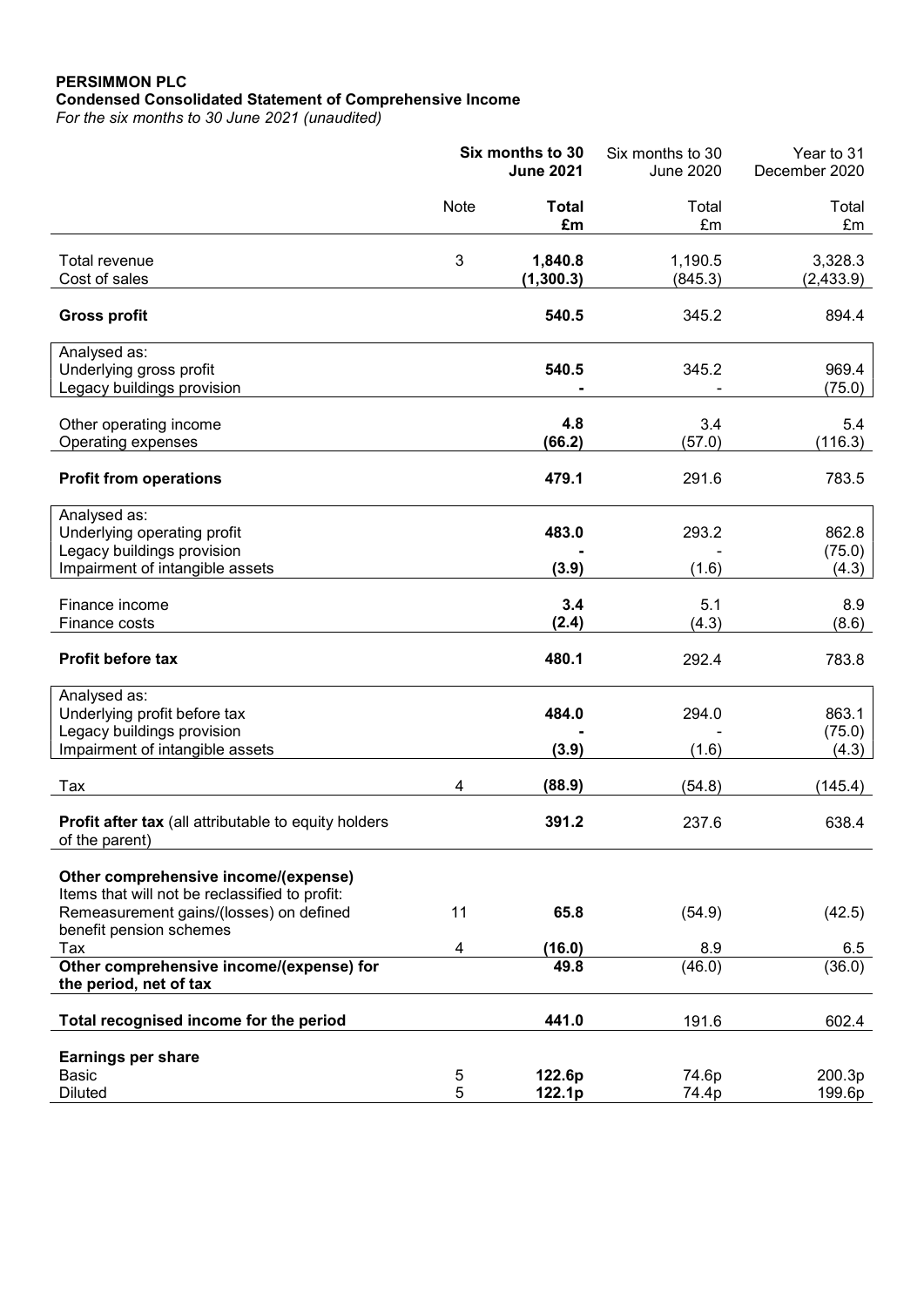**PERSIMMON PLC**
**Condensed Consolidated Statement of Comprehensive Income**
*For the six months to 30 June 2021 (unaudited)*

| | Note | **Six months to 30 June 2021** | Six months to 30 June 2020 | Year to 31 December 2020 |
|---|---|---|---|---|
| | | **Total £m** | Total £m | Total £m |
| Total revenue | 3 | **1,840.8** | 1,190.5 | 3,328.3 |
| Cost of sales | | **(1,300.3)** | (845.3) | (2,433.9) |
| **Gross profit** | | **540.5** | 345.2 | 894.4 |
| Analysed as: | | | | |
| Underlying gross profit | | **540.5** | 345.2 | 969.4 |
| Legacy buildings provision | | **-** | - | (75.0) |
| Other operating income | | **4.8** | 3.4 | 5.4 |
| Operating expenses | | **(66.2)** | (57.0) | (116.3) |
| **Profit from operations** | | **479.1** | 291.6 | 783.5 |
| Analysed as: | | | | |
| Underlying operating profit | | **483.0** | 293.2 | 862.8 |
| Legacy buildings provision | | **-** | - | (75.0) |
| Impairment of intangible assets | | **(3.9)** | (1.6) | (4.3) |
| Finance income | | **3.4** | 5.1 | 8.9 |
| Finance costs | | **(2.4)** | (4.3) | (8.6) |
| **Profit before tax** | | **480.1** | 292.4 | 783.8 |
| Analysed as: | | | | |
| Underlying profit before tax | | **484.0** | 294.0 | 863.1 |
| Legacy buildings provision | | **-** | - | (75.0) |
| Impairment of intangible assets | | **(3.9)** | (1.6) | (4.3) |
| Tax | 4 | **(88.9)** | (54.8) | (145.4) |
| **Profit after tax** (all attributable to equity holders of the parent) | | **391.2** | 237.6 | 638.4 |
| **Other comprehensive income/(expense)** | | | | |
| Items that will not be reclassified to profit: | | | | |
| Remeasurement gains/(losses) on defined benefit pension schemes | 11 | **65.8** | (54.9) | (42.5) |
| Tax | 4 | **(16.0)** | 8.9 | 6.5 |
| **Other comprehensive income/(expense) for the period, net of tax** | | **49.8** | (46.0) | (36.0) |
| **Total recognised income for the period** | | **441.0** | 191.6 | 602.4 |
| **Earnings per share** | | | | |
| Basic | 5 | **122.6p** | 74.6p | 200.3p |
| Diluted | 5 | **122.1p** | 74.4p | 199.6p |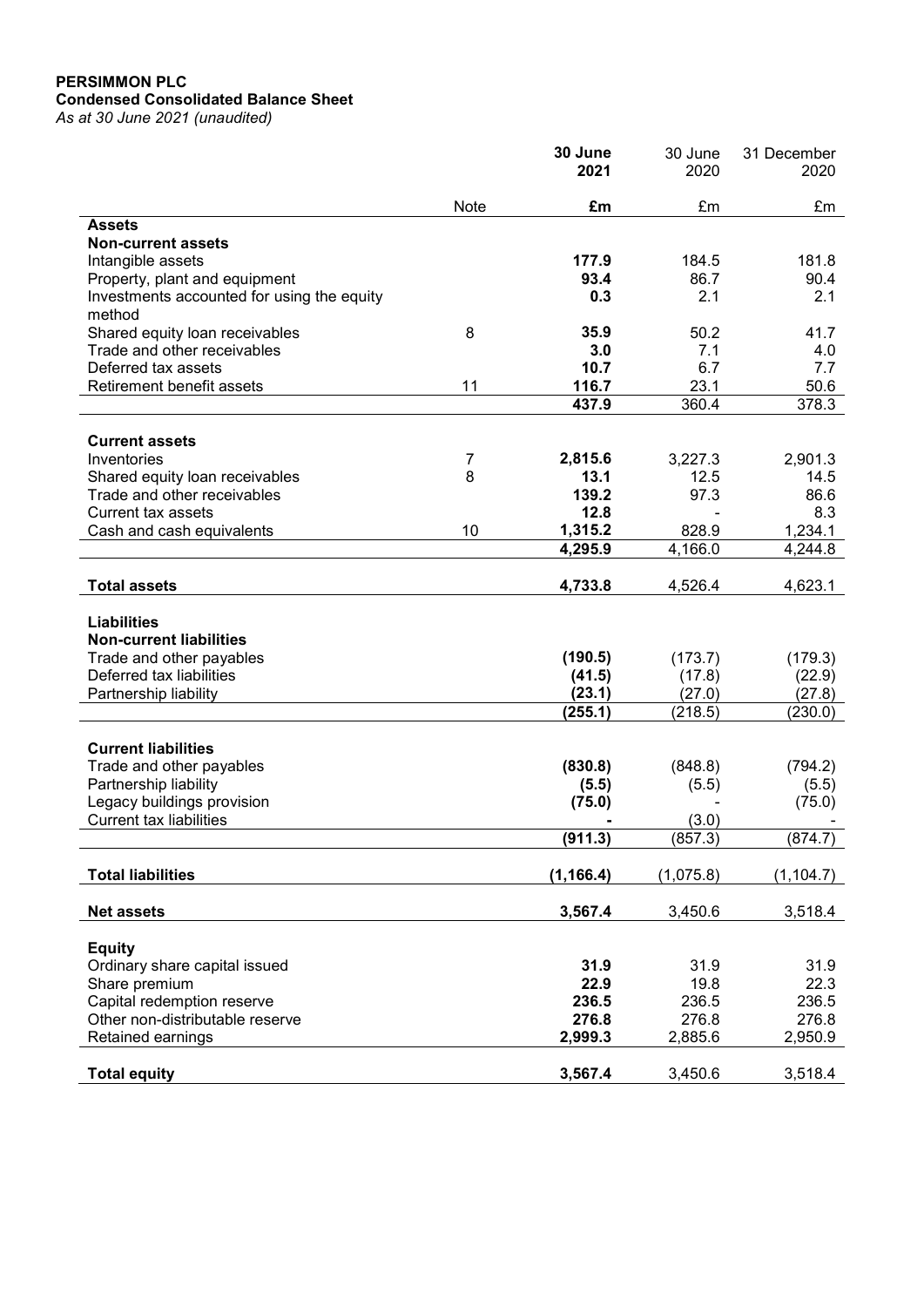**PERSIMMON PLC**
**Condensed Consolidated Balance Sheet**
*As at 30 June 2021 (unaudited)*

| | Note | **30 June 2021** | 30 June 2020 | 31 December 2020 |
|---|---|---|---|---|
| | | **£m** | £m | £m |
| **Assets** | | | | |
| **Non-current assets** | | | | |
| Intangible assets | | **177.9** | 184.5 | 181.8 |
| Property, plant and equipment | | **93.4** | 86.7 | 90.4 |
| Investments accounted for using the equity method | | **0.3** | 2.1 | 2.1 |
| Shared equity loan receivables | 8 | **35.9** | 50.2 | 41.7 |
| Trade and other receivables | | **3.0** | 7.1 | 4.0 |
| Deferred tax assets | | **10.7** | 6.7 | 7.7 |
| Retirement benefit assets | 11 | **116.7** | 23.1 | 50.6 |
| | | **437.9** | 360.4 | 378.3 |
| **Current assets** | | | | |
| Inventories | 7 | **2,815.6** | 3,227.3 | 2,901.3 |
| Shared equity loan receivables | 8 | **13.1** | 12.5 | 14.5 |
| Trade and other receivables | | **139.2** | 97.3 | 86.6 |
| Current tax assets | | **12.8** | - | 8.3 |
| Cash and cash equivalents | 10 | **1,315.2** | 828.9 | 1,234.1 |
| | | **4,295.9** | 4,166.0 | 4,244.8 |
| **Total assets** | | **4,733.8** | 4,526.4 | 4,623.1 |
| **Liabilities** | | | | |
| **Non-current liabilities** | | | | |
| Trade and other payables | | **(190.5)** | (173.7) | (179.3) |
| Deferred tax liabilities | | **(41.5)** | (17.8) | (22.9) |
| Partnership liability | | **(23.1)** | (27.0) | (27.8) |
| | | **(255.1)** | (218.5) | (230.0) |
| **Current liabilities** | | | | |
| Trade and other payables | | **(830.8)** | (848.8) | (794.2) |
| Partnership liability | | **(5.5)** | (5.5) | (5.5) |
| Legacy buildings provision | | **(75.0)** | - | (75.0) |
| Current tax liabilities | | **-** | (3.0) | - |
| | | **(911.3)** | (857.3) | (874.7) |
| **Total liabilities** | | **(1,166.4)** | (1,075.8) | (1,104.7) |
| **Net assets** | | **3,567.4** | 3,450.6 | 3,518.4 |
| **Equity** | | | | |
| Ordinary share capital issued | | **31.9** | 31.9 | 31.9 |
| Share premium | | **22.9** | 19.8 | 22.3 |
| Capital redemption reserve | | **236.5** | 236.5 | 236.5 |
| Other non-distributable reserve | | **276.8** | 276.8 | 276.8 |
| Retained earnings | | **2,999.3** | 2,885.6 | 2,950.9 |
| **Total equity** | | **3,567.4** | 3,450.6 | 3,518.4 |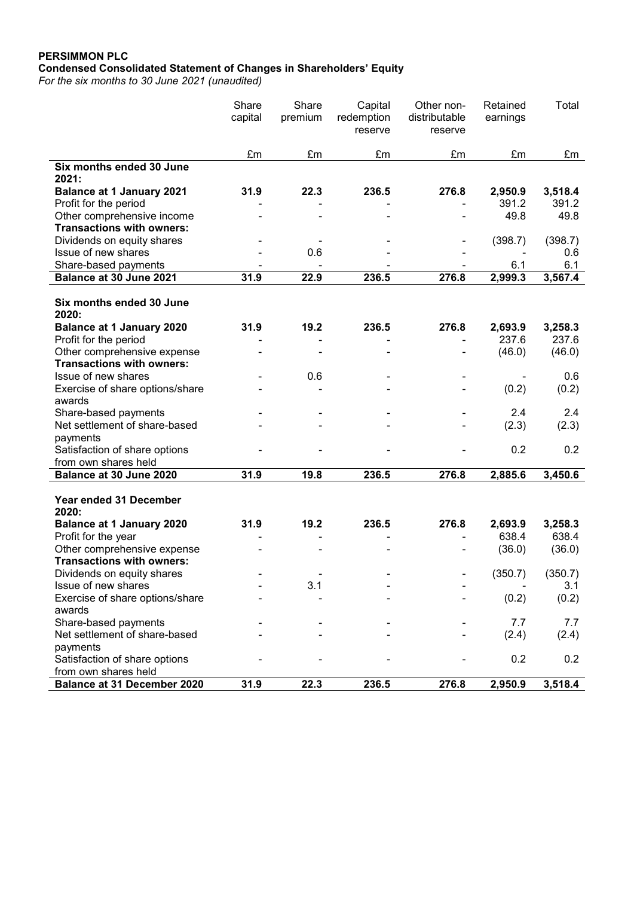**PERSIMMON PLC**
**Condensed Consolidated Statement of Changes in Shareholders' Equity**
*For the six months to 30 June 2021 (unaudited)*

| | Share capital | Share premium | Capital redemption reserve | Other non-distributable reserve | Retained earnings | Total |
|---|---|---|---|---|---|---|
| | £m | £m | £m | £m | £m | £m |
| **Six months ended 30 June 2021:** | | | | | | |
| **Balance at 1 January 2021** | **31.9** | **22.3** | **236.5** | **276.8** | **2,950.9** | **3,518.4** |
| Profit for the period | - | - | - | - | 391.2 | 391.2 |
| Other comprehensive income | - | - | - | - | 49.8 | 49.8 |
| **Transactions with owners:** | | | | | | |
| Dividends on equity shares | - | - | - | - | (398.7) | (398.7) |
| Issue of new shares | - | 0.6 | - | - | - | 0.6 |
| Share-based payments | - | - | - | - | 6.1 | 6.1 |
| **Balance at 30 June 2021** | **31.9** | **22.9** | **236.5** | **276.8** | **2,999.3** | **3,567.4** |
| **Six months ended 30 June 2020:** | | | | | | |
| **Balance at 1 January 2020** | **31.9** | **19.2** | **236.5** | **276.8** | **2,693.9** | **3,258.3** |
| Profit for the period | - | - | - | - | 237.6 | 237.6 |
| Other comprehensive expense | - | - | - | - | (46.0) | (46.0) |
| **Transactions with owners:** | | | | | | |
| Issue of new shares | - | 0.6 | - | - | - | 0.6 |
| Exercise of share options/share awards | - | - | - | - | (0.2) | (0.2) |
| Share-based payments | - | - | - | - | 2.4 | 2.4 |
| Net settlement of share-based payments | - | - | - | - | (2.3) | (2.3) |
| Satisfaction of share options from own shares held | - | - | - | - | 0.2 | 0.2 |
| **Balance at 30 June 2020** | **31.9** | **19.8** | **236.5** | **276.8** | **2,885.6** | **3,450.6** |
| **Year ended 31 December 2020:** | | | | | | |
| **Balance at 1 January 2020** | **31.9** | **19.2** | **236.5** | **276.8** | **2,693.9** | **3,258.3** |
| Profit for the year | - | - | - | - | 638.4 | 638.4 |
| Other comprehensive expense | - | - | - | - | (36.0) | (36.0) |
| **Transactions with owners:** | | | | | | |
| Dividends on equity shares | - | - | - | - | (350.7) | (350.7) |
| Issue of new shares | - | 3.1 | - | - | - | 3.1 |
| Exercise of share options/share awards | - | - | - | - | (0.2) | (0.2) |
| Share-based payments | - | - | - | - | 7.7 | 7.7 |
| Net settlement of share-based payments | - | - | - | - | (2.4) | (2.4) |
| Satisfaction of share options from own shares held | - | - | - | - | 0.2 | 0.2 |
| **Balance at 31 December 2020** | **31.9** | **22.3** | **236.5** | **276.8** | **2,950.9** | **3,518.4** |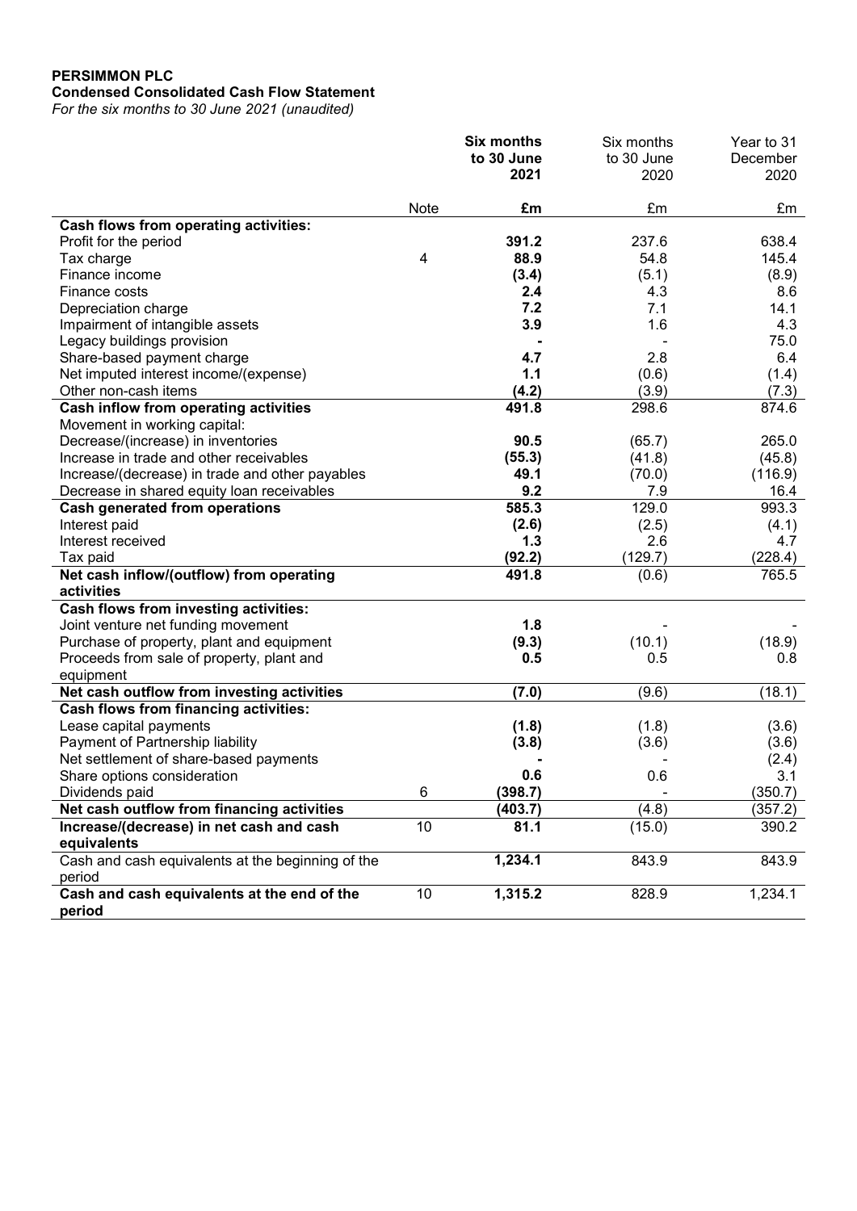**PERSIMMON PLC**
**Condensed Consolidated Cash Flow Statement**
*For the six months to 30 June 2021 (unaudited)*

| | Note | **Six months to 30 June 2021** | Six months to 30 June 2020 | Year to 31 December 2020 |
|---|---|---|---|---|
| | | **£m** | £m | £m |
| **Cash flows from operating activities:** | | | | |
| Profit for the period | | **391.2** | 237.6 | 638.4 |
| Tax charge | 4 | **88.9** | 54.8 | 145.4 |
| Finance income | | **(3.4)** | (5.1) | (8.9) |
| Finance costs | | **2.4** | 4.3 | 8.6 |
| Depreciation charge | | **7.2** | 7.1 | 14.1 |
| Impairment of intangible assets | | **3.9** | 1.6 | 4.3 |
| Legacy buildings provision | | **-** | - | 75.0 |
| Share-based payment charge | | **4.7** | 2.8 | 6.4 |
| Net imputed interest income/(expense) | | **1.1** | (0.6) | (1.4) |
| Other non-cash items | | **(4.2)** | (3.9) | (7.3) |
| **Cash inflow from operating activities** | | **491.8** | 298.6 | 874.6 |
| Movement in working capital: | | | | |
| Decrease/(increase) in inventories | | **90.5** | (65.7) | 265.0 |
| Increase in trade and other receivables | | **(55.3)** | (41.8) | (45.8) |
| Increase/(decrease) in trade and other payables | | **49.1** | (70.0) | (116.9) |
| Decrease in shared equity loan receivables | | **9.2** | 7.9 | 16.4 |
| **Cash generated from operations** | | **585.3** | 129.0 | 993.3 |
| Interest paid | | **(2.6)** | (2.5) | (4.1) |
| Interest received | | **1.3** | 2.6 | 4.7 |
| Tax paid | | **(92.2)** | (129.7) | (228.4) |
| **Net cash inflow/(outflow) from operating activities** | | **491.8** | (0.6) | 765.5 |
| **Cash flows from investing activities:** | | | | |
| Joint venture net funding movement | | **1.8** | - | - |
| Purchase of property, plant and equipment | | **(9.3)** | (10.1) | (18.9) |
| Proceeds from sale of property, plant and equipment | | **0.5** | 0.5 | 0.8 |
| **Net cash outflow from investing activities** | | **(7.0)** | (9.6) | (18.1) |
| **Cash flows from financing activities:** | | | | |
| Lease capital payments | | **(1.8)** | (1.8) | (3.6) |
| Payment of Partnership liability | | **(3.8)** | (3.6) | (3.6) |
| Net settlement of share-based payments | | **-** | - | (2.4) |
| Share options consideration | | **0.6** | 0.6 | 3.1 |
| Dividends paid | 6 | **(398.7)** | - | (350.7) |
| **Net cash outflow from financing activities** | | **(403.7)** | (4.8) | (357.2) |
| **Increase/(decrease) in net cash and cash equivalents** | 10 | **81.1** | (15.0) | 390.2 |
| Cash and cash equivalents at the beginning of the period | | **1,234.1** | 843.9 | 843.9 |
| **Cash and cash equivalents at the end of the period** | 10 | **1,315.2** | 828.9 | 1,234.1 |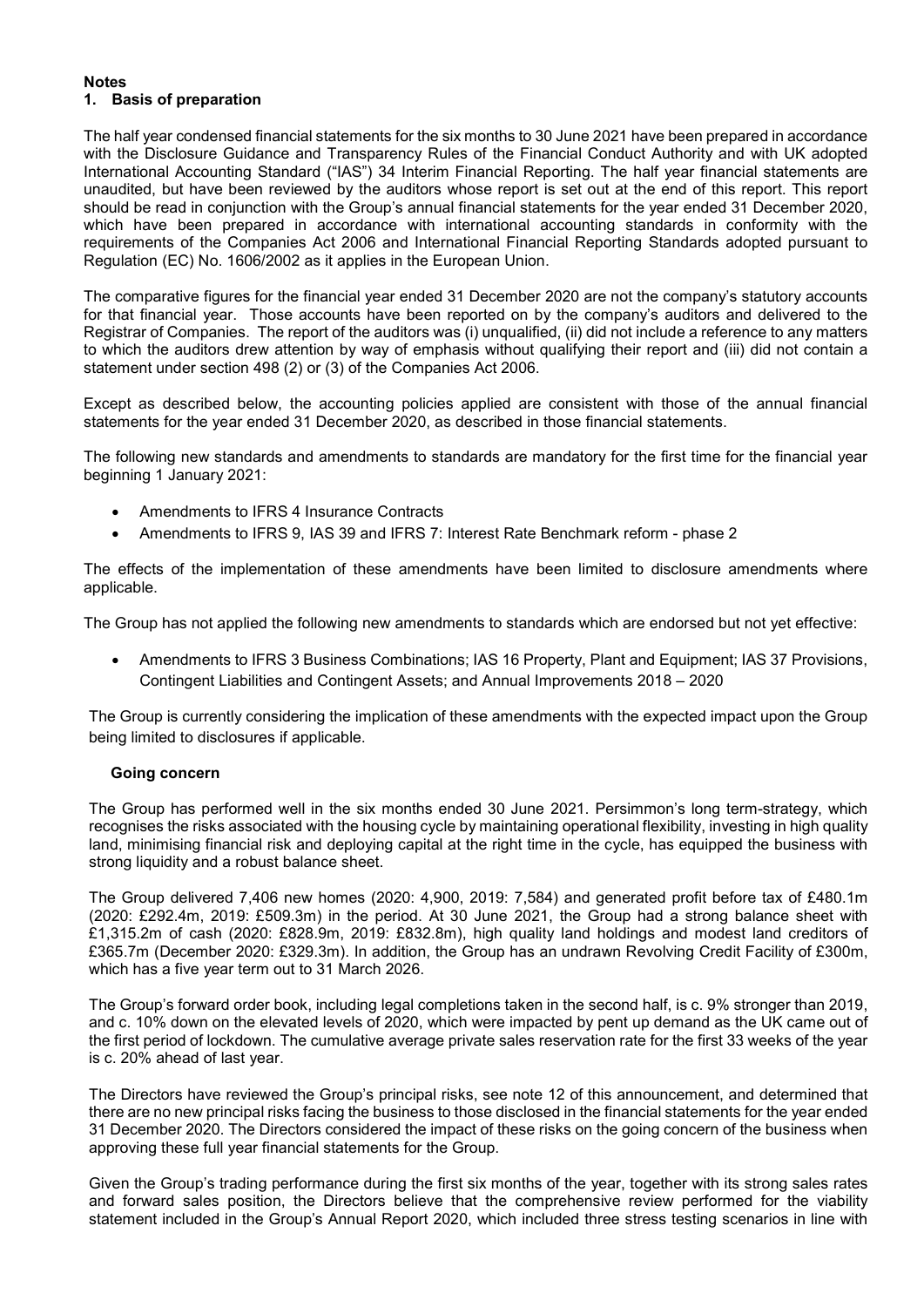# Notes

## 1. Basis of preparation

The half year condensed financial statements for the six months to 30 June 2021 have been prepared in accordance with the Disclosure Guidance and Transparency Rules of the Financial Conduct Authority and with UK adopted International Accounting Standard ("IAS") 34 Interim Financial Reporting. The half year financial statements are unaudited, but have been reviewed by the auditors whose report is set out at the end of this report. This report should be read in conjunction with the Group's annual financial statements for the year ended 31 December 2020, which have been prepared in accordance with international accounting standards in conformity with the requirements of the Companies Act 2006 and International Financial Reporting Standards adopted pursuant to Regulation (EC) No. 1606/2002 as it applies in the European Union.

The comparative figures for the financial year ended 31 December 2020 are not the company's statutory accounts for that financial year. Those accounts have been reported on by the company's auditors and delivered to the Registrar of Companies. The report of the auditors was (i) unqualified, (ii) did not include a reference to any matters to which the auditors drew attention by way of emphasis without qualifying their report and (iii) did not contain a statement under section 498 (2) or (3) of the Companies Act 2006.

Except as described below, the accounting policies applied are consistent with those of the annual financial statements for the year ended 31 December 2020, as described in those financial statements.

The following new standards and amendments to standards are mandatory for the first time for the financial year beginning 1 January 2021:

- Amendments to IFRS 4 Insurance Contracts
- Amendments to IFRS 9, IAS 39 and IFRS 7: Interest Rate Benchmark reform - phase 2

The effects of the implementation of these amendments have been limited to disclosure amendments where applicable.

The Group has not applied the following new amendments to standards which are endorsed but not yet effective:

- Amendments to IFRS 3 Business Combinations; IAS 16 Property, Plant and Equipment; IAS 37 Provisions, Contingent Liabilities and Contingent Assets; and Annual Improvements 2018 – 2020

The Group is currently considering the implication of these amendments with the expected impact upon the Group being limited to disclosures if applicable.

### Going concern

The Group has performed well in the six months ended 30 June 2021. Persimmon's long term-strategy, which recognises the risks associated with the housing cycle by maintaining operational flexibility, investing in high quality land, minimising financial risk and deploying capital at the right time in the cycle, has equipped the business with strong liquidity and a robust balance sheet.

The Group delivered 7,406 new homes (2020: 4,900, 2019: 7,584) and generated profit before tax of £480.1m (2020: £292.4m, 2019: £509.3m) in the period. At 30 June 2021, the Group had a strong balance sheet with £1,315.2m of cash (2020: £828.9m, 2019: £832.8m), high quality land holdings and modest land creditors of £365.7m (December 2020: £329.3m). In addition, the Group has an undrawn Revolving Credit Facility of £300m, which has a five year term out to 31 March 2026.

The Group's forward order book, including legal completions taken in the second half, is c. 9% stronger than 2019, and c. 10% down on the elevated levels of 2020, which were impacted by pent up demand as the UK came out of the first period of lockdown. The cumulative average private sales reservation rate for the first 33 weeks of the year is c. 20% ahead of last year.

The Directors have reviewed the Group's principal risks, see note 12 of this announcement, and determined that there are no new principal risks facing the business to those disclosed in the financial statements for the year ended 31 December 2020. The Directors considered the impact of these risks on the going concern of the business when approving these full year financial statements for the Group.

Given the Group's trading performance during the first six months of the year, together with its strong sales rates and forward sales position, the Directors believe that the comprehensive review performed for the viability statement included in the Group's Annual Report 2020, which included three stress testing scenarios in line with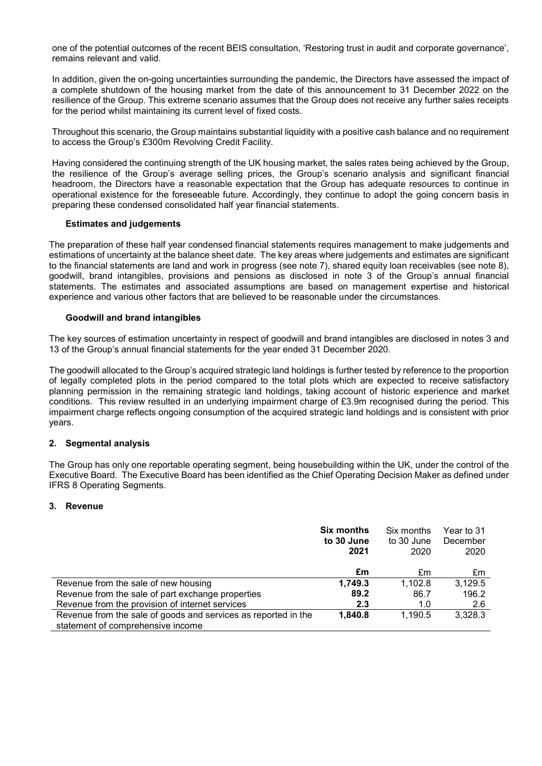one of the potential outcomes of the recent BEIS consultation, 'Restoring trust in audit and corporate governance', remains relevant and valid.

In addition, given the on-going uncertainties surrounding the pandemic, the Directors have assessed the impact of a complete shutdown of the housing market from the date of this announcement to 31 December 2022 on the resilience of the Group. This extreme scenario assumes that the Group does not receive any further sales receipts for the period whilst maintaining its current level of fixed costs.

Throughout this scenario, the Group maintains substantial liquidity with a positive cash balance and no requirement to access the Group's £300m Revolving Credit Facility.

Having considered the continuing strength of the UK housing market, the sales rates being achieved by the Group, the resilience of the Group's average selling prices, the Group's scenario analysis and significant financial headroom, the Directors have a reasonable expectation that the Group has adequate resources to continue in operational existence for the foreseeable future. Accordingly, they continue to adopt the going concern basis in preparing these condensed consolidated half year financial statements.

**Estimates and judgements**

The preparation of these half year condensed financial statements requires management to make judgements and estimations of uncertainty at the balance sheet date. The key areas where judgements and estimates are significant to the financial statements are land and work in progress (see note 7), shared equity loan receivables (see note 8), goodwill, brand intangibles, provisions and pensions as disclosed in note 3 of the Group's annual financial statements. The estimates and associated assumptions are based on management expertise and historical experience and various other factors that are believed to be reasonable under the circumstances.

**Goodwill and brand intangibles**

The key sources of estimation uncertainty in respect of goodwill and brand intangibles are disclosed in notes 3 and 13 of the Group's annual financial statements for the year ended 31 December 2020.

The goodwill allocated to the Group's acquired strategic land holdings is further tested by reference to the proportion of legally completed plots in the period compared to the total plots which are expected to receive satisfactory planning permission in the remaining strategic land holdings, taking account of historic experience and market conditions. This review resulted in an underlying impairment charge of £3.9m recognised during the period. This impairment charge reflects ongoing consumption of the acquired strategic land holdings and is consistent with prior years.

## 2. Segmental analysis

The Group has only one reportable operating segment, being housebuilding within the UK, under the control of the Executive Board. The Executive Board has been identified as the Chief Operating Decision Maker as defined under IFRS 8 Operating Segments.

## 3. Revenue

| | **Six months to 30 June 2021** | Six months to 30 June 2020 | Year to 31 December 2020 |
|---|---|---|---|
| | **£m** | £m | £m |
| Revenue from the sale of new housing | **1,749.3** | 1,102.8 | 3,129.5 |
| Revenue from the sale of part exchange properties | **89.2** | 86.7 | 196.2 |
| Revenue from the provision of internet services | **2.3** | 1.0 | 2.6 |
| Revenue from the sale of goods and services as reported in the statement of comprehensive income | **1,840.8** | 1,190.5 | 3,328.3 |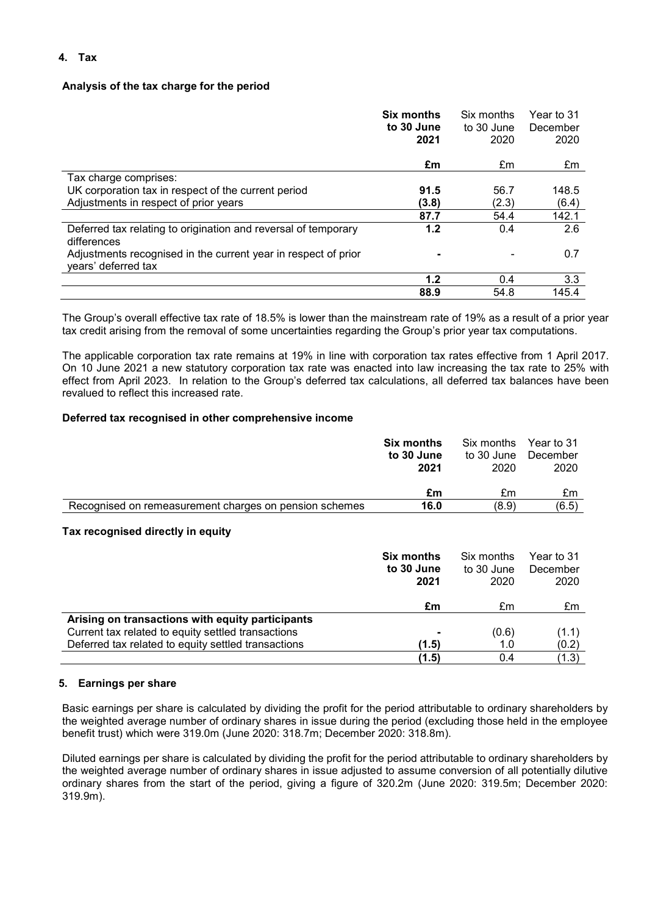## 4. Tax

### Analysis of the tax charge for the period

| | **Six months to 30 June 2021** | Six months to 30 June 2020 | Year to 31 December 2020 |
|---|---|---|---|
| | **£m** | £m | £m |
| Tax charge comprises: | | | |
| UK corporation tax in respect of the current period | **91.5** | 56.7 | 148.5 |
| Adjustments in respect of prior years | **(3.8)** | (2.3) | (6.4) |
| | **87.7** | 54.4 | 142.1 |
| Deferred tax relating to origination and reversal of temporary differences | **1.2** | 0.4 | 2.6 |
| Adjustments recognised in the current year in respect of prior years' deferred tax | **-** | - | 0.7 |
| | **1.2** | 0.4 | 3.3 |
| | **88.9** | 54.8 | 145.4 |

The Group's overall effective tax rate of 18.5% is lower than the mainstream rate of 19% as a result of a prior year tax credit arising from the removal of some uncertainties regarding the Group's prior year tax computations.

The applicable corporation tax rate remains at 19% in line with corporation tax rates effective from 1 April 2017. On 10 June 2021 a new statutory corporation tax rate was enacted into law increasing the tax rate to 25% with effect from April 2023. In relation to the Group's deferred tax calculations, all deferred tax balances have been revalued to reflect this increased rate.

### Deferred tax recognised in other comprehensive income

| | **Six months to 30 June 2021** | Six months to 30 June 2020 | Year to 31 December 2020 |
|---|---|---|---|
| | **£m** | £m | £m |
| Recognised on remeasurement charges on pension schemes | **16.0** | (8.9) | (6.5) |

### Tax recognised directly in equity

| | **Six months to 30 June 2021** | Six months to 30 June 2020 | Year to 31 December 2020 |
|---|---|---|---|
| | **£m** | £m | £m |
| **Arising on transactions with equity participants** | | | |
| Current tax related to equity settled transactions | **-** | (0.6) | (1.1) |
| Deferred tax related to equity settled transactions | **(1.5)** | 1.0 | (0.2) |
| | **(1.5)** | 0.4 | (1.3) |

## 5. Earnings per share

Basic earnings per share is calculated by dividing the profit for the period attributable to ordinary shareholders by the weighted average number of ordinary shares in issue during the period (excluding those held in the employee benefit trust) which were 319.0m (June 2020: 318.7m; December 2020: 318.8m).

Diluted earnings per share is calculated by dividing the profit for the period attributable to ordinary shareholders by the weighted average number of ordinary shares in issue adjusted to assume conversion of all potentially dilutive ordinary shares from the start of the period, giving a figure of 320.2m (June 2020: 319.5m; December 2020: 319.9m).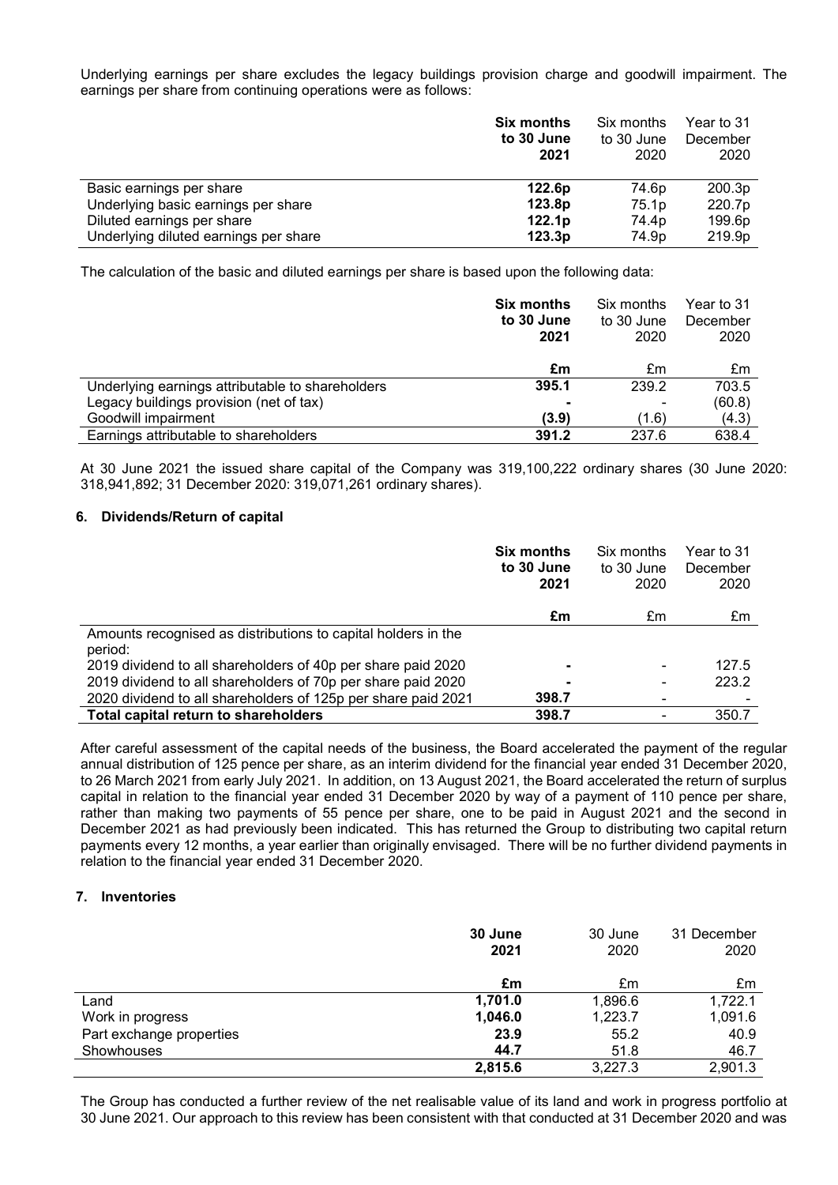Underlying earnings per share excludes the legacy buildings provision charge and goodwill impairment. The earnings per share from continuing operations were as follows:

| | **Six months to 30 June 2021** | Six months to 30 June 2020 | Year to 31 December 2020 |
|---|---|---|---|
| Basic earnings per share | **122.6p** | 74.6p | 200.3p |
| Underlying basic earnings per share | **123.8p** | 75.1p | 220.7p |
| Diluted earnings per share | **122.1p** | 74.4p | 199.6p |
| Underlying diluted earnings per share | **123.3p** | 74.9p | 219.9p |

The calculation of the basic and diluted earnings per share is based upon the following data:

| | **Six months to 30 June 2021** | Six months to 30 June 2020 | Year to 31 December 2020 |
|---|---|---|---|
| | **£m** | £m | £m |
| Underlying earnings attributable to shareholders | **395.1** | 239.2 | 703.5 |
| Legacy buildings provision (net of tax) | **-** | - | (60.8) |
| Goodwill impairment | **(3.9)** | (1.6) | (4.3) |
| Earnings attributable to shareholders | **391.2** | 237.6 | 638.4 |

At 30 June 2021 the issued share capital of the Company was 319,100,222 ordinary shares (30 June 2020: 318,941,892; 31 December 2020: 319,071,261 ordinary shares).

## 6. Dividends/Return of capital

| | **Six months to 30 June 2021** | Six months to 30 June 2020 | Year to 31 December 2020 |
|---|---|---|---|
| | **£m** | £m | £m |
| Amounts recognised as distributions to capital holders in the period: | | | |
| 2019 dividend to all shareholders of 40p per share paid 2020 | **-** | - | 127.5 |
| 2019 dividend to all shareholders of 70p per share paid 2020 | **-** | - | 223.2 |
| 2020 dividend to all shareholders of 125p per share paid 2021 | **398.7** | - | - |
| **Total capital return to shareholders** | **398.7** | - | 350.7 |

After careful assessment of the capital needs of the business, the Board accelerated the payment of the regular annual distribution of 125 pence per share, as an interim dividend for the financial year ended 31 December 2020, to 26 March 2021 from early July 2021. In addition, on 13 August 2021, the Board accelerated the return of surplus capital in relation to the financial year ended 31 December 2020 by way of a payment of 110 pence per share, rather than making two payments of 55 pence per share, one to be paid in August 2021 and the second in December 2021 as had previously been indicated. This has returned the Group to distributing two capital return payments every 12 months, a year earlier than originally envisaged. There will be no further dividend payments in relation to the financial year ended 31 December 2020.

## 7. Inventories

| | **30 June 2021** | 30 June 2020 | 31 December 2020 |
|---|---|---|---|
| | **£m** | £m | £m |
| Land | **1,701.0** | 1,896.6 | 1,722.1 |
| Work in progress | **1,046.0** | 1,223.7 | 1,091.6 |
| Part exchange properties | **23.9** | 55.2 | 40.9 |
| Showhouses | **44.7** | 51.8 | 46.7 |
| | **2,815.6** | 3,227.3 | 2,901.3 |

The Group has conducted a further review of the net realisable value of its land and work in progress portfolio at 30 June 2021. Our approach to this review has been consistent with that conducted at 31 December 2020 and was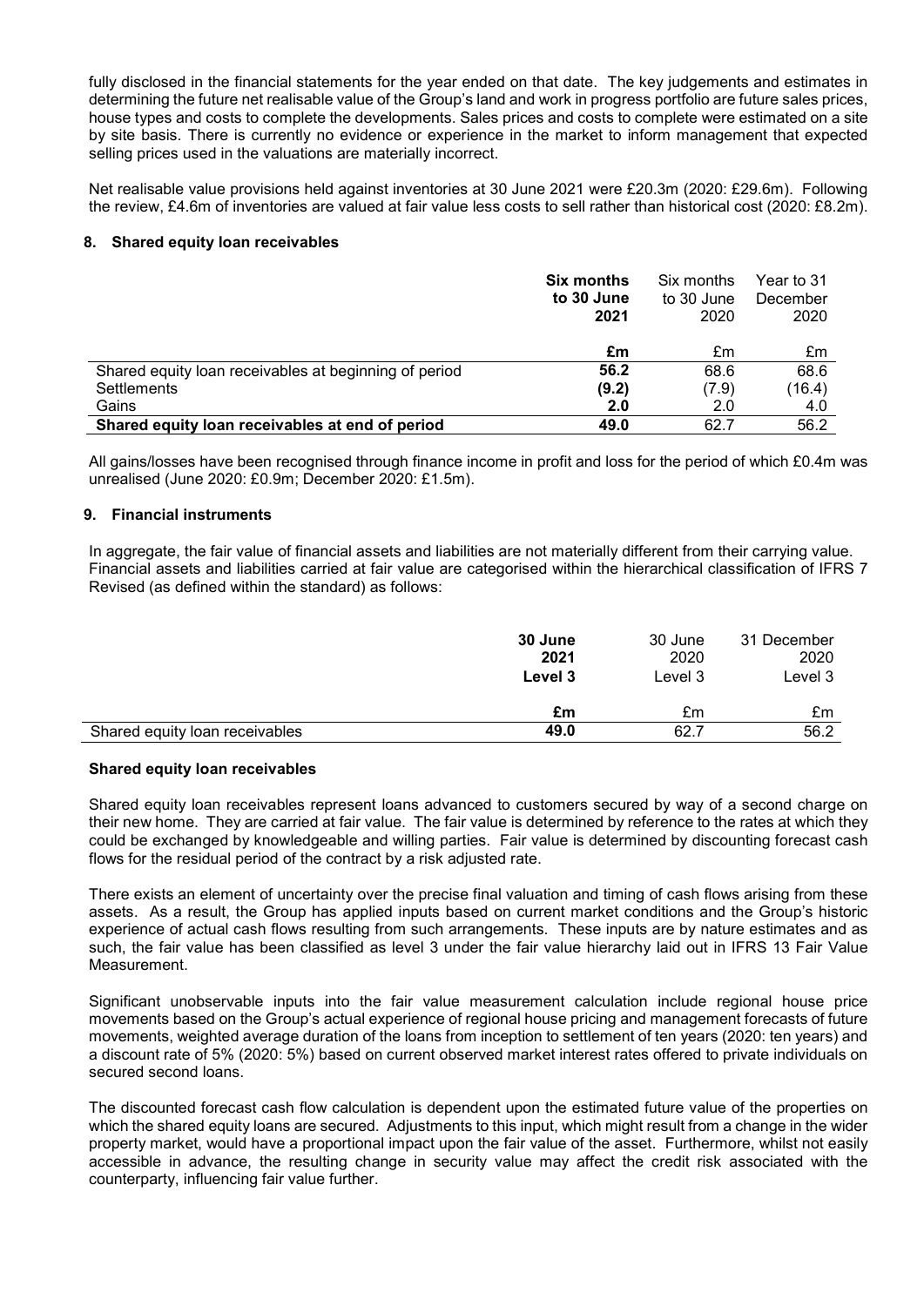fully disclosed in the financial statements for the year ended on that date. The key judgements and estimates in determining the future net realisable value of the Group's land and work in progress portfolio are future sales prices, house types and costs to complete the developments. Sales prices and costs to complete were estimated on a site by site basis. There is currently no evidence or experience in the market to inform management that expected selling prices used in the valuations are materially incorrect.

Net realisable value provisions held against inventories at 30 June 2021 were £20.3m (2020: £29.6m). Following the review, £4.6m of inventories are valued at fair value less costs to sell rather than historical cost (2020: £8.2m).

### 8. Shared equity loan receivables

| | **Six months to 30 June 2021** | Six months to 30 June 2020 | Year to 31 December 2020 |
|---|---|---|---|
| | **£m** | £m | £m |
| Shared equity loan receivables at beginning of period | **56.2** | 68.6 | 68.6 |
| Settlements | **(9.2)** | (7.9) | (16.4) |
| Gains | **2.0** | 2.0 | 4.0 |
| **Shared equity loan receivables at end of period** | **49.0** | 62.7 | 56.2 |

All gains/losses have been recognised through finance income in profit and loss for the period of which £0.4m was unrealised (June 2020: £0.9m; December 2020: £1.5m).

### 9. Financial instruments

In aggregate, the fair value of financial assets and liabilities are not materially different from their carrying value. Financial assets and liabilities carried at fair value are categorised within the hierarchical classification of IFRS 7 Revised (as defined within the standard) as follows:

| | **30 June 2021 Level 3** | 30 June 2020 Level 3 | 31 December 2020 Level 3 |
|---|---|---|---|
| | **£m** | £m | £m |
| Shared equity loan receivables | **49.0** | 62.7 | 56.2 |

**Shared equity loan receivables**

Shared equity loan receivables represent loans advanced to customers secured by way of a second charge on their new home. They are carried at fair value. The fair value is determined by reference to the rates at which they could be exchanged by knowledgeable and willing parties. Fair value is determined by discounting forecast cash flows for the residual period of the contract by a risk adjusted rate.

There exists an element of uncertainty over the precise final valuation and timing of cash flows arising from these assets. As a result, the Group has applied inputs based on current market conditions and the Group's historic experience of actual cash flows resulting from such arrangements. These inputs are by nature estimates and as such, the fair value has been classified as level 3 under the fair value hierarchy laid out in IFRS 13 Fair Value Measurement.

Significant unobservable inputs into the fair value measurement calculation include regional house price movements based on the Group's actual experience of regional house pricing and management forecasts of future movements, weighted average duration of the loans from inception to settlement of ten years (2020: ten years) and a discount rate of 5% (2020: 5%) based on current observed market interest rates offered to private individuals on secured second loans.

The discounted forecast cash flow calculation is dependent upon the estimated future value of the properties on which the shared equity loans are secured. Adjustments to this input, which might result from a change in the wider property market, would have a proportional impact upon the fair value of the asset. Furthermore, whilst not easily accessible in advance, the resulting change in security value may affect the credit risk associated with the counterparty, influencing fair value further.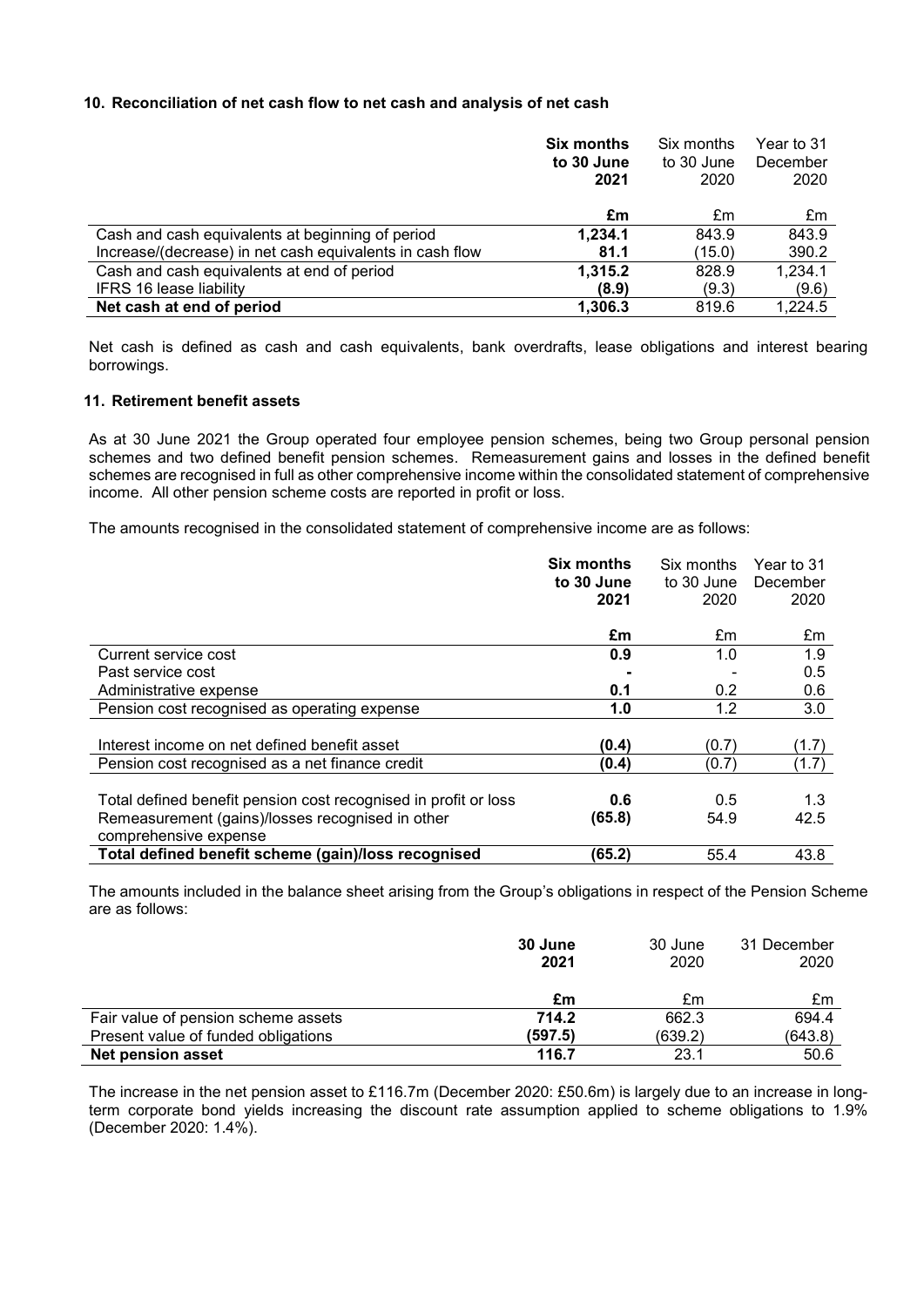### 10. Reconciliation of net cash flow to net cash and analysis of net cash

| | **Six months to 30 June 2021** | Six months to 30 June 2020 | Year to 31 December 2020 |
|---|---|---|---|
| | **£m** | £m | £m |
| Cash and cash equivalents at beginning of period | **1,234.1** | 843.9 | 843.9 |
| Increase/(decrease) in net cash equivalents in cash flow | **81.1** | (15.0) | 390.2 |
| Cash and cash equivalents at end of period | **1,315.2** | 828.9 | 1,234.1 |
| IFRS 16 lease liability | **(8.9)** | (9.3) | (9.6) |
| **Net cash at end of period** | **1,306.3** | 819.6 | 1,224.5 |

Net cash is defined as cash and cash equivalents, bank overdrafts, lease obligations and interest bearing borrowings.

### 11. Retirement benefit assets

As at 30 June 2021 the Group operated four employee pension schemes, being two Group personal pension schemes and two defined benefit pension schemes. Remeasurement gains and losses in the defined benefit schemes are recognised in full as other comprehensive income within the consolidated statement of comprehensive income. All other pension scheme costs are reported in profit or loss.

The amounts recognised in the consolidated statement of comprehensive income are as follows:

| | **Six months to 30 June 2021** | Six months to 30 June 2020 | Year to 31 December 2020 |
|---|---|---|---|
| | **£m** | £m | £m |
| Current service cost | **0.9** | 1.0 | 1.9 |
| Past service cost | **-** | - | 0.5 |
| Administrative expense | **0.1** | 0.2 | 0.6 |
| Pension cost recognised as operating expense | **1.0** | 1.2 | 3.0 |
| Interest income on net defined benefit asset | **(0.4)** | (0.7) | (1.7) |
| Pension cost recognised as a net finance credit | **(0.4)** | (0.7) | (1.7) |
| Total defined benefit pension cost recognised in profit or loss | **0.6** | 0.5 | 1.3 |
| Remeasurement (gains)/losses recognised in other comprehensive expense | **(65.8)** | 54.9 | 42.5 |
| **Total defined benefit scheme (gain)/loss recognised** | **(65.2)** | 55.4 | 43.8 |

The amounts included in the balance sheet arising from the Group's obligations in respect of the Pension Scheme are as follows:

| | **30 June 2021** | 30 June 2020 | 31 December 2020 |
|---|---|---|---|
| | **£m** | £m | £m |
| Fair value of pension scheme assets | **714.2** | 662.3 | 694.4 |
| Present value of funded obligations | **(597.5)** | (639.2) | (643.8) |
| **Net pension asset** | **116.7** | 23.1 | 50.6 |

The increase in the net pension asset to £116.7m (December 2020: £50.6m) is largely due to an increase in long-term corporate bond yields increasing the discount rate assumption applied to scheme obligations to 1.9% (December 2020: 1.4%).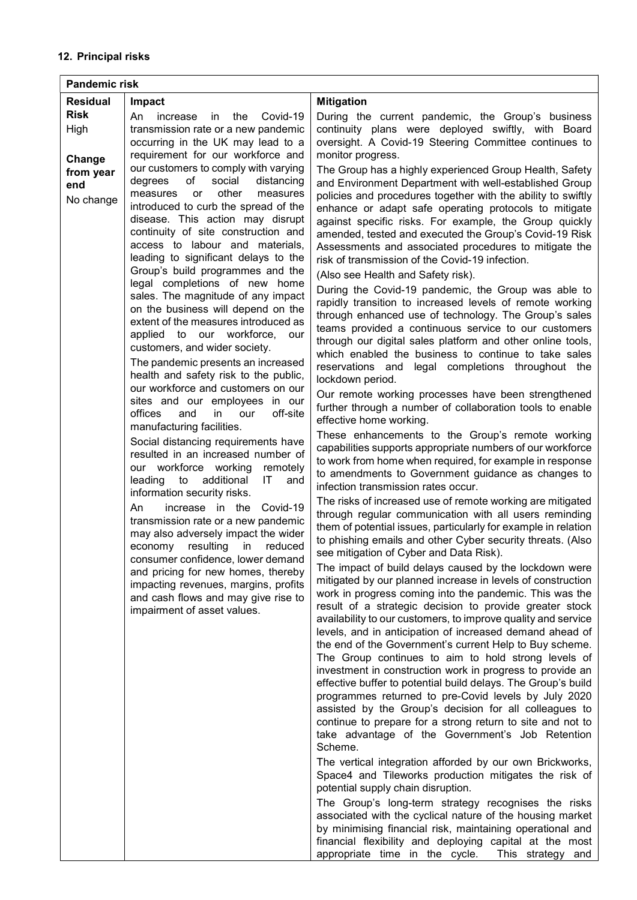## 12. Principal risks

| Pandemic risk | | |
|---|---|---|
| **Residual Risk**<br>High<br><br>**Change from year end**<br>No change | **Impact**<br>An increase in the Covid-19 transmission rate or a new pandemic occurring in the UK may lead to a requirement for our workforce and our customers to comply with varying degrees of social distancing measures or other measures introduced to curb the spread of the disease. This action may disrupt continuity of site construction and access to labour and materials, leading to significant delays to the Group's build programmes and the legal completions of new home sales. The magnitude of any impact on the business will depend on the extent of the measures introduced as applied to our workforce, our customers, and wider society.<br><br>The pandemic presents an increased health and safety risk to the public, our workforce and customers on our sites and our employees in our offices and in our off-site manufacturing facilities.<br><br>Social distancing requirements have resulted in an increased number of our workforce working remotely leading to additional IT and information security risks.<br><br>An increase in the Covid-19 transmission rate or a new pandemic may also adversely impact the wider economy resulting in reduced consumer confidence, lower demand and pricing for new homes, thereby impacting revenues, margins, profits and cash flows and may give rise to impairment of asset values. | **Mitigation**<br>During the current pandemic, the Group's business continuity plans were deployed swiftly, with Board oversight. A Covid-19 Steering Committee continues to monitor progress.<br><br>The Group has a highly experienced Group Health, Safety and Environment Department with well-established Group policies and procedures together with the ability to swiftly enhance or adapt safe operating protocols to mitigate against specific risks. For example, the Group quickly amended, tested and executed the Group's Covid-19 Risk Assessments and associated procedures to mitigate the risk of transmission of the Covid-19 infection.<br><br>(Also see Health and Safety risk).<br><br>During the Covid-19 pandemic, the Group was able to rapidly transition to increased levels of remote working through enhanced use of technology. The Group's sales teams provided a continuous service to our customers through our digital sales platform and other online tools, which enabled the business to continue to take sales reservations and legal completions throughout the lockdown period.<br><br>Our remote working processes have been strengthened further through a number of collaboration tools to enable effective home working.<br><br>These enhancements to the Group's remote working capabilities supports appropriate numbers of our workforce to work from home when required, for example in response to amendments to Government guidance as changes to infection transmission rates occur.<br><br>The risks of increased use of remote working are mitigated through regular communication with all users reminding them of potential issues, particularly for example in relation to phishing emails and other Cyber security threats. (Also see mitigation of Cyber and Data Risk).<br><br>The impact of build delays caused by the lockdown were mitigated by our planned increase in levels of construction work in progress coming into the pandemic. This was the result of a strategic decision to provide greater stock availability to our customers, to improve quality and service levels, and in anticipation of increased demand ahead of the end of the Government's current Help to Buy scheme. The Group continues to aim to hold strong levels of investment in construction work in progress to provide an effective buffer to potential build delays. The Group's build programmes returned to pre-Covid levels by July 2020 assisted by the Group's decision for all colleagues to continue to prepare for a strong return to site and not to take advantage of the Government's Job Retention Scheme.<br><br>The vertical integration afforded by our own Brickworks, Space4 and Tileworks production mitigates the risk of potential supply chain disruption.<br><br>The Group's long-term strategy recognises the risks associated with the cyclical nature of the housing market by minimising financial risk, maintaining operational and financial flexibility and deploying capital at the most appropriate time in the cycle. This strategy and |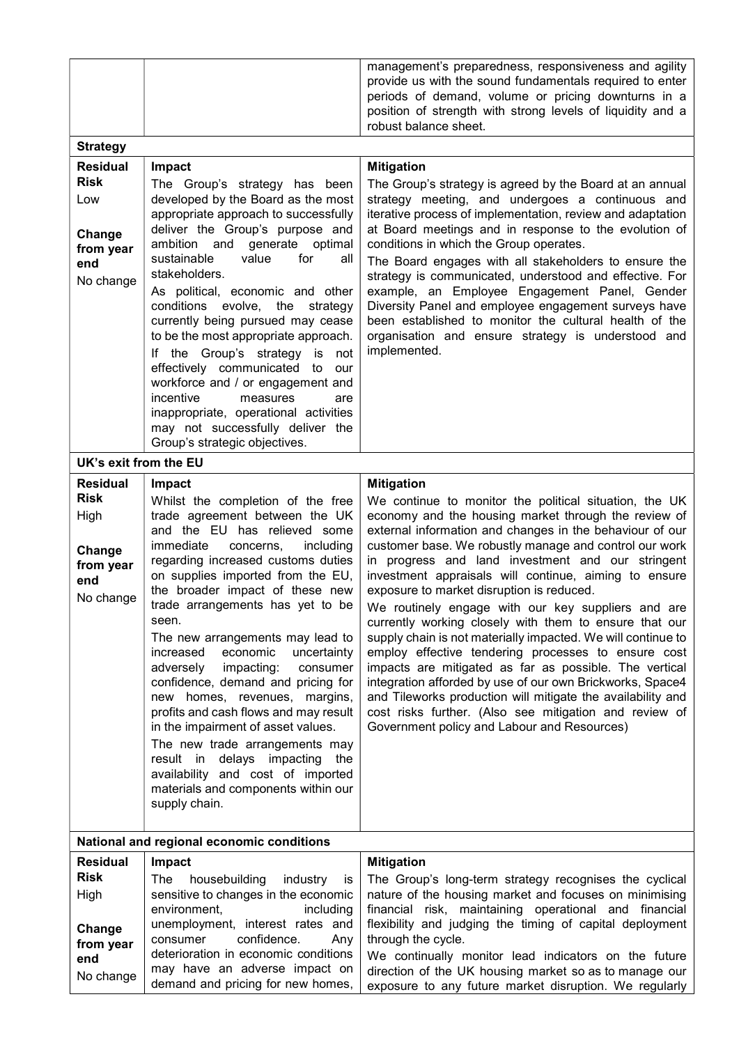| | | |
|---|---|---|
| | | management's preparedness, responsiveness and agility provide us with the sound fundamentals required to enter periods of demand, volume or pricing downturns in a position of strength with strong levels of liquidity and a robust balance sheet. |
| **Strategy** | | |
| **Residual Risk** Low **Change from year end** No change | **Impact** The Group's strategy has been developed by the Board as the most appropriate approach to successfully deliver the Group's purpose and ambition and generate optimal sustainable value for all stakeholders. As political, economic and other conditions evolve, the strategy currently being pursued may cease to be the most appropriate approach. If the Group's strategy is not effectively communicated to our workforce and / or engagement and incentive measures are inappropriate, operational activities may not successfully deliver the Group's strategic objectives. | **Mitigation** The Group's strategy is agreed by the Board at an annual strategy meeting, and undergoes a continuous and iterative process of implementation, review and adaptation at Board meetings and in response to the evolution of conditions in which the Group operates. The Board engages with all stakeholders to ensure the strategy is communicated, understood and effective. For example, an Employee Engagement Panel, Gender Diversity Panel and employee engagement surveys have been established to monitor the cultural health of the organisation and ensure strategy is understood and implemented. |
| **UK's exit from the EU** | | |
| **Residual Risk** High **Change from year end** No change | **Impact** Whilst the completion of the free trade agreement between the UK and the EU has relieved some immediate concerns, including regarding increased customs duties on supplies imported from the EU, the broader impact of these new trade arrangements has yet to be seen. The new arrangements may lead to increased economic uncertainty adversely impacting: consumer confidence, demand and pricing for new homes, revenues, margins, profits and cash flows and may result in the impairment of asset values. The new trade arrangements may result in delays impacting the availability and cost of imported materials and components within our supply chain. | **Mitigation** We continue to monitor the political situation, the UK economy and the housing market through the review of external information and changes in the behaviour of our customer base. We robustly manage and control our work in progress and land investment and our stringent investment appraisals will continue, aiming to ensure exposure to market disruption is reduced. We routinely engage with our key suppliers and are currently working closely with them to ensure that our supply chain is not materially impacted. We will continue to employ effective tendering processes to ensure cost impacts are mitigated as far as possible. The vertical integration afforded by use of our own Brickworks, Space4 and Tileworks production will mitigate the availability and cost risks further. (Also see mitigation and review of Government policy and Labour and Resources) |
| **National and regional economic conditions** | | |
| **Residual Risk** High **Change from year end** No change | **Impact** The housebuilding industry is sensitive to changes in the economic environment, including unemployment, interest rates and consumer confidence. Any deterioration in economic conditions may have an adverse impact on demand and pricing for new homes, | **Mitigation** The Group's long-term strategy recognises the cyclical nature of the housing market and focuses on minimising financial risk, maintaining operational and financial flexibility and judging the timing of capital deployment through the cycle. We continually monitor lead indicators on the future direction of the UK housing market so as to manage our exposure to any future market disruption. We regularly |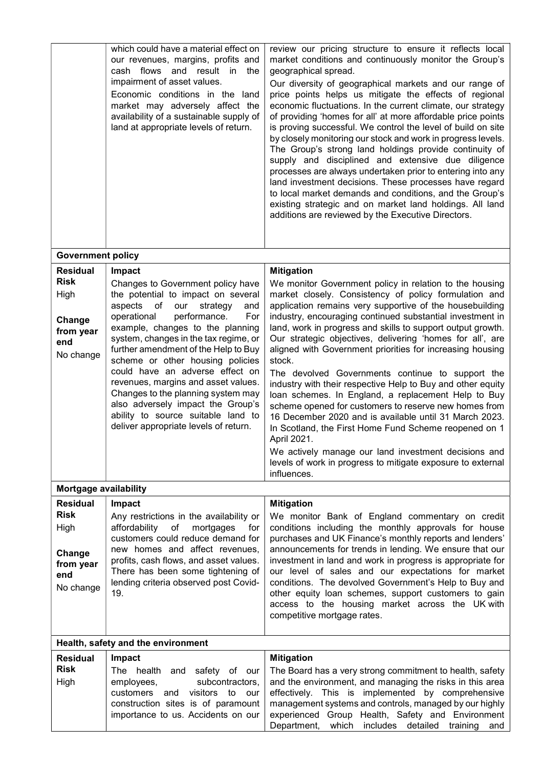| | | |
|---|---|---|
| | which could have a material effect on our revenues, margins, profits and cash flows and result in the impairment of asset values.<br>Economic conditions in the land market may adversely affect the availability of a sustainable supply of land at appropriate levels of return. | review our pricing structure to ensure it reflects local market conditions and continuously monitor the Group's geographical spread.<br>Our diversity of geographical markets and our range of price points helps us mitigate the effects of regional economic fluctuations. In the current climate, our strategy of providing 'homes for all' at more affordable price points is proving successful. We control the level of build on site by closely monitoring our stock and work in progress levels. The Group's strong land holdings provide continuity of supply and disciplined and extensive due diligence processes are always undertaken prior to entering into any land investment decisions. These processes have regard to local market demands and conditions, and the Group's existing strategic and on market land holdings. All land additions are reviewed by the Executive Directors. |
| **Government policy** | | |
| **Residual Risk**<br>High<br><br>**Change from year end**<br>No change | **Impact**<br>Changes to Government policy have the potential to impact on several aspects of our strategy and operational performance. For example, changes to the planning system, changes in the tax regime, or further amendment of the Help to Buy scheme or other housing policies could have an adverse effect on revenues, margins and asset values. Changes to the planning system may also adversely impact the Group's ability to source suitable land to deliver appropriate levels of return. | **Mitigation**<br>We monitor Government policy in relation to the housing market closely. Consistency of policy formulation and application remains very supportive of the housebuilding industry, encouraging continued substantial investment in land, work in progress and skills to support output growth. Our strategic objectives, delivering 'homes for all', are aligned with Government priorities for increasing housing stock.<br>The devolved Governments continue to support the industry with their respective Help to Buy and other equity loan schemes. In England, a replacement Help to Buy scheme opened for customers to reserve new homes from 16 December 2020 and is available until 31 March 2023. In Scotland, the First Home Fund Scheme reopened on 1 April 2021.<br>We actively manage our land investment decisions and levels of work in progress to mitigate exposure to external influences. |
| **Mortgage availability** | | |
| **Residual Risk**<br>High<br><br>**Change from year end**<br>No change | **Impact**<br>Any restrictions in the availability or affordability of mortgages for customers could reduce demand for new homes and affect revenues, profits, cash flows, and asset values. There has been some tightening of lending criteria observed post Covid-19. | **Mitigation**<br>We monitor Bank of England commentary on credit conditions including the monthly approvals for house purchases and UK Finance's monthly reports and lenders' announcements for trends in lending. We ensure that our investment in land and work in progress is appropriate for our level of sales and our expectations for market conditions. The devolved Government's Help to Buy and other equity loan schemes, support customers to gain access to the housing market across the UK with competitive mortgage rates. |
| **Health, safety and the environment** | | |
| **Residual Risk**<br>High | **Impact**<br>The health and safety of our employees, subcontractors, customers and visitors to our construction sites is of paramount importance to us. Accidents on our | **Mitigation**<br>The Board has a very strong commitment to health, safety and the environment, and managing the risks in this area effectively. This is implemented by comprehensive management systems and controls, managed by our highly experienced Group Health, Safety and Environment Department, which includes detailed training and |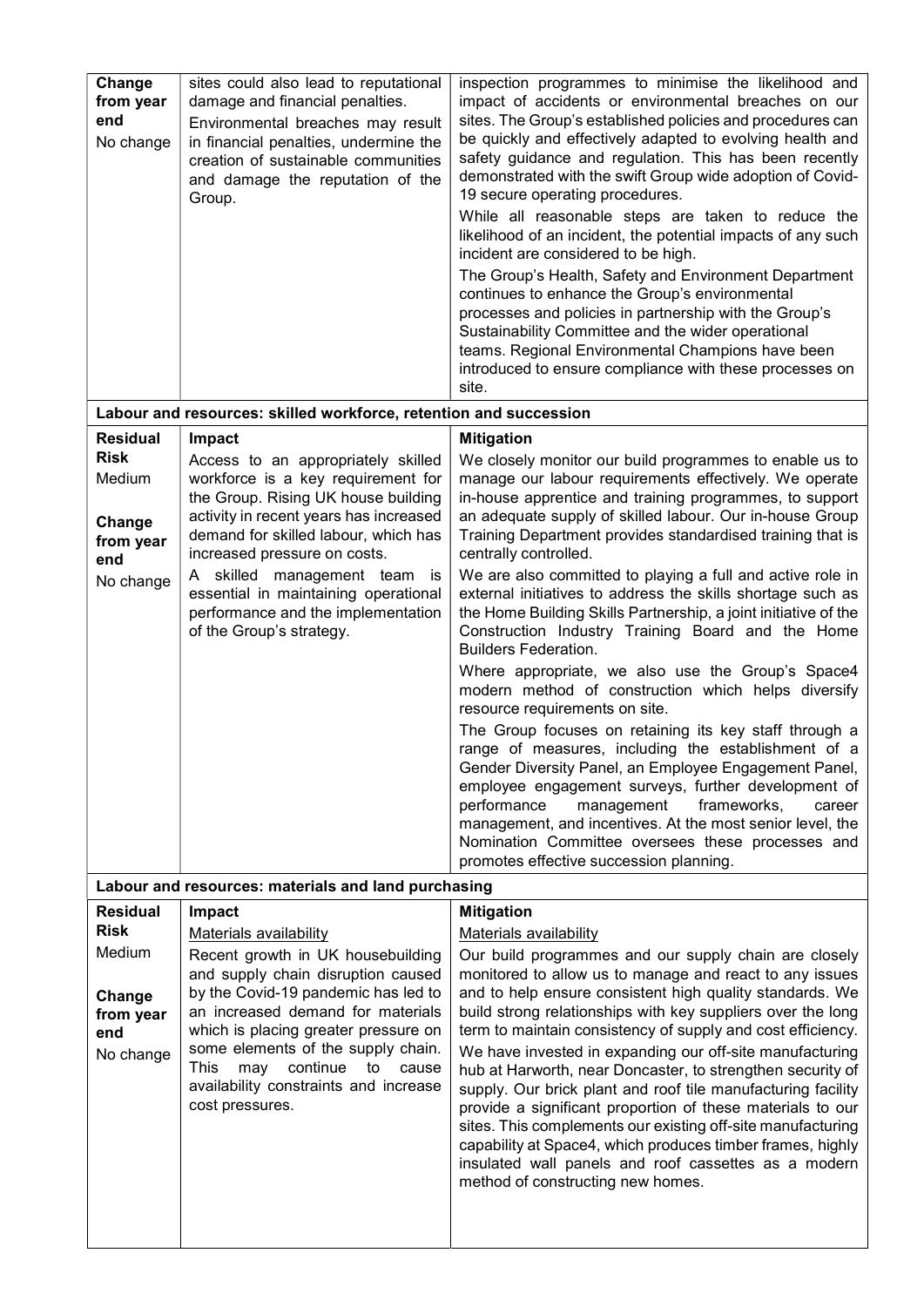| | | |
|---|---|---|
| **Change from year end**<br>No change | sites could also lead to reputational damage and financial penalties.<br>Environmental breaches may result in financial penalties, undermine the creation of sustainable communities and damage the reputation of the Group. | inspection programmes to minimise the likelihood and impact of accidents or environmental breaches on our sites. The Group's established policies and procedures can be quickly and effectively adapted to evolving health and safety guidance and regulation. This has been recently demonstrated with the swift Group wide adoption of Covid-19 secure operating procedures.<br>While all reasonable steps are taken to reduce the likelihood of an incident, the potential impacts of any such incident are considered to be high.<br>The Group's Health, Safety and Environment Department continues to enhance the Group's environmental processes and policies in partnership with the Group's Sustainability Committee and the wider operational teams. Regional Environmental Champions have been introduced to ensure compliance with these processes on site. |
| **Labour and resources: skilled workforce, retention and succession** | | |
| **Residual Risk**<br>Medium<br><br>**Change from year end**<br>No change | **Impact**<br>Access to an appropriately skilled workforce is a key requirement for the Group. Rising UK house building activity in recent years has increased demand for skilled labour, which has increased pressure on costs.<br>A skilled management team is essential in maintaining operational performance and the implementation of the Group's strategy. | **Mitigation**<br>We closely monitor our build programmes to enable us to manage our labour requirements effectively. We operate in-house apprentice and training programmes, to support an adequate supply of skilled labour. Our in-house Group Training Department provides standardised training that is centrally controlled.<br>We are also committed to playing a full and active role in external initiatives to address the skills shortage such as the Home Building Skills Partnership, a joint initiative of the Construction Industry Training Board and the Home Builders Federation.<br>Where appropriate, we also use the Group's Space4 modern method of construction which helps diversify resource requirements on site.<br>The Group focuses on retaining its key staff through a range of measures, including the establishment of a Gender Diversity Panel, an Employee Engagement Panel, employee engagement surveys, further development of performance management frameworks, career management, and incentives. At the most senior level, the Nomination Committee oversees these processes and promotes effective succession planning. |
| **Labour and resources: materials and land purchasing** | | |
| **Residual Risk**<br>Medium<br><br>**Change from year end**<br>No change | **Impact**<br>Materials availability<br>Recent growth in UK housebuilding and supply chain disruption caused by the Covid-19 pandemic has led to an increased demand for materials which is placing greater pressure on some elements of the supply chain. This may continue to cause availability constraints and increase cost pressures. | **Mitigation**<br>Materials availability<br>Our build programmes and our supply chain are closely monitored to allow us to manage and react to any issues and to help ensure consistent high quality standards. We build strong relationships with key suppliers over the long term to maintain consistency of supply and cost efficiency.<br>We have invested in expanding our off-site manufacturing hub at Harworth, near Doncaster, to strengthen security of supply. Our brick plant and roof tile manufacturing facility provide a significant proportion of these materials to our sites. This complements our existing off-site manufacturing capability at Space4, which produces timber frames, highly insulated wall panels and roof cassettes as a modern method of constructing new homes. |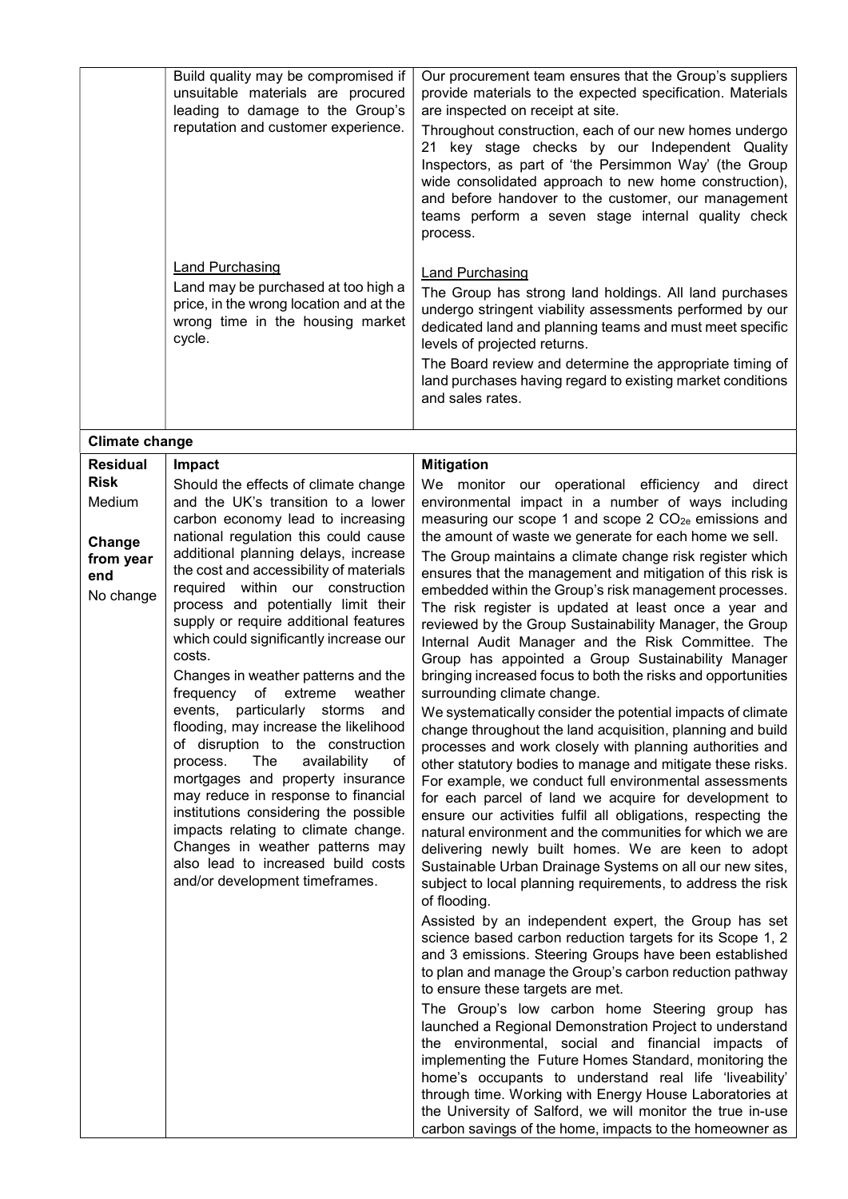| | | |
|---|---|---|
| | Build quality may be compromised if unsuitable materials are procured leading to damage to the Group's reputation and customer experience. | Our procurement team ensures that the Group's suppliers provide materials to the expected specification. Materials are inspected on receipt at site.<br><br>Throughout construction, each of our new homes undergo 21 key stage checks by our Independent Quality Inspectors, as part of 'the Persimmon Way' (the Group wide consolidated approach to new home construction), and before handover to the customer, our management teams perform a seven stage internal quality check process. |
| | Land Purchasing<br><br>Land may be purchased at too high a price, in the wrong location and at the wrong time in the housing market cycle. | Land Purchasing<br><br>The Group has strong land holdings. All land purchases undergo stringent viability assessments performed by our dedicated land and planning teams and must meet specific levels of projected returns.<br><br>The Board review and determine the appropriate timing of land purchases having regard to existing market conditions and sales rates. |
| **Climate change** | | |
| **Residual Risk**<br>Medium<br><br>**Change from year end**<br>No change | **Impact**<br><br>Should the effects of climate change and the UK's transition to a lower carbon economy lead to increasing national regulation this could cause additional planning delays, increase the cost and accessibility of materials required within our construction process and potentially limit their supply or require additional features which could significantly increase our costs.<br><br>Changes in weather patterns and the frequency of extreme weather events, particularly storms and flooding, may increase the likelihood of disruption to the construction process. The availability of mortgages and property insurance may reduce in response to financial institutions considering the possible impacts relating to climate change. Changes in weather patterns may also lead to increased build costs and/or development timeframes. | **Mitigation**<br><br>We monitor our operational efficiency and direct environmental impact in a number of ways including measuring our scope 1 and scope 2 $CO_{2e}$ emissions and the amount of waste we generate for each home we sell.<br><br>The Group maintains a climate change risk register which ensures that the management and mitigation of this risk is embedded within the Group's risk management processes. The risk register is updated at least once a year and reviewed by the Group Sustainability Manager, the Group Internal Audit Manager and the Risk Committee. The Group has appointed a Group Sustainability Manager bringing increased focus to both the risks and opportunities surrounding climate change.<br><br>We systematically consider the potential impacts of climate change throughout the land acquisition, planning and build processes and work closely with planning authorities and other statutory bodies to manage and mitigate these risks. For example, we conduct full environmental assessments for each parcel of land we acquire for development to ensure our activities fulfil all obligations, respecting the natural environment and the communities for which we are delivering newly built homes. We are keen to adopt Sustainable Urban Drainage Systems on all our new sites, subject to local planning requirements, to address the risk of flooding.<br><br>Assisted by an independent expert, the Group has set science based carbon reduction targets for its Scope 1, 2 and 3 emissions. Steering Groups have been established to plan and manage the Group's carbon reduction pathway to ensure these targets are met.<br><br>The Group's low carbon home Steering group has launched a Regional Demonstration Project to understand the environmental, social and financial impacts of implementing the Future Homes Standard, monitoring the home's occupants to understand real life 'liveability' through time. Working with Energy House Laboratories at the University of Salford, we will monitor the true in-use carbon savings of the home, impacts to the homeowner as |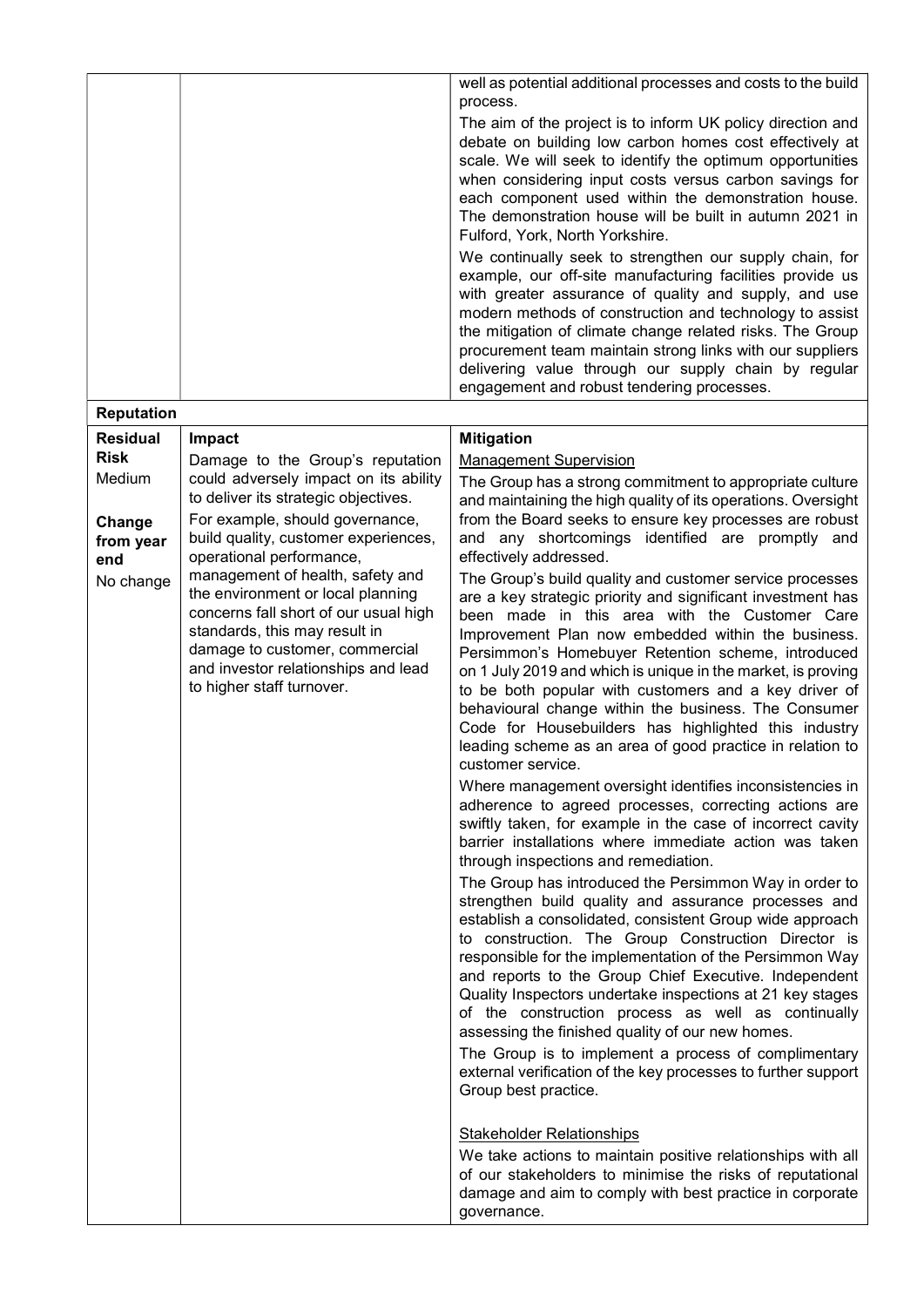| | | |
|---|---|---|
| | | well as potential additional processes and costs to the build process.<br>The aim of the project is to inform UK policy direction and debate on building low carbon homes cost effectively at scale. We will seek to identify the optimum opportunities when considering input costs versus carbon savings for each component used within the demonstration house. The demonstration house will be built in autumn 2021 in Fulford, York, North Yorkshire.<br>We continually seek to strengthen our supply chain, for example, our off-site manufacturing facilities provide us with greater assurance of quality and supply, and use modern methods of construction and technology to assist the mitigation of climate change related risks. The Group procurement team maintain strong links with our suppliers delivering value through our supply chain by regular engagement and robust tendering processes. |
| **Reputation** | | |
| **Residual Risk**<br>Medium<br><br>**Change from year end**<br>No change | **Impact**<br>Damage to the Group's reputation could adversely impact on its ability to deliver its strategic objectives.<br>For example, should governance, build quality, customer experiences, operational performance, management of health, safety and the environment or local planning concerns fall short of our usual high standards, this may result in damage to customer, commercial and investor relationships and lead to higher staff turnover. | **Mitigation**<br>Management Supervision<br>The Group has a strong commitment to appropriate culture and maintaining the high quality of its operations. Oversight from the Board seeks to ensure key processes are robust and any shortcomings identified are promptly and effectively addressed.<br>The Group's build quality and customer service processes are a key strategic priority and significant investment has been made in this area with the Customer Care Improvement Plan now embedded within the business. Persimmon's Homebuyer Retention scheme, introduced on 1 July 2019 and which is unique in the market, is proving to be both popular with customers and a key driver of behavioural change within the business. The Consumer Code for Housebuilders has highlighted this industry leading scheme as an area of good practice in relation to customer service.<br>Where management oversight identifies inconsistencies in adherence to agreed processes, correcting actions are swiftly taken, for example in the case of incorrect cavity barrier installations where immediate action was taken through inspections and remediation.<br>The Group has introduced the Persimmon Way in order to strengthen build quality and assurance processes and establish a consolidated, consistent Group wide approach to construction. The Group Construction Director is responsible for the implementation of the Persimmon Way and reports to the Group Chief Executive. Independent Quality Inspectors undertake inspections at 21 key stages of the construction process as well as continually assessing the finished quality of our new homes.<br>The Group is to implement a process of complimentary external verification of the key processes to further support Group best practice.<br><br>Stakeholder Relationships<br>We take actions to maintain positive relationships with all of our stakeholders to minimise the risks of reputational damage and aim to comply with best practice in corporate governance. |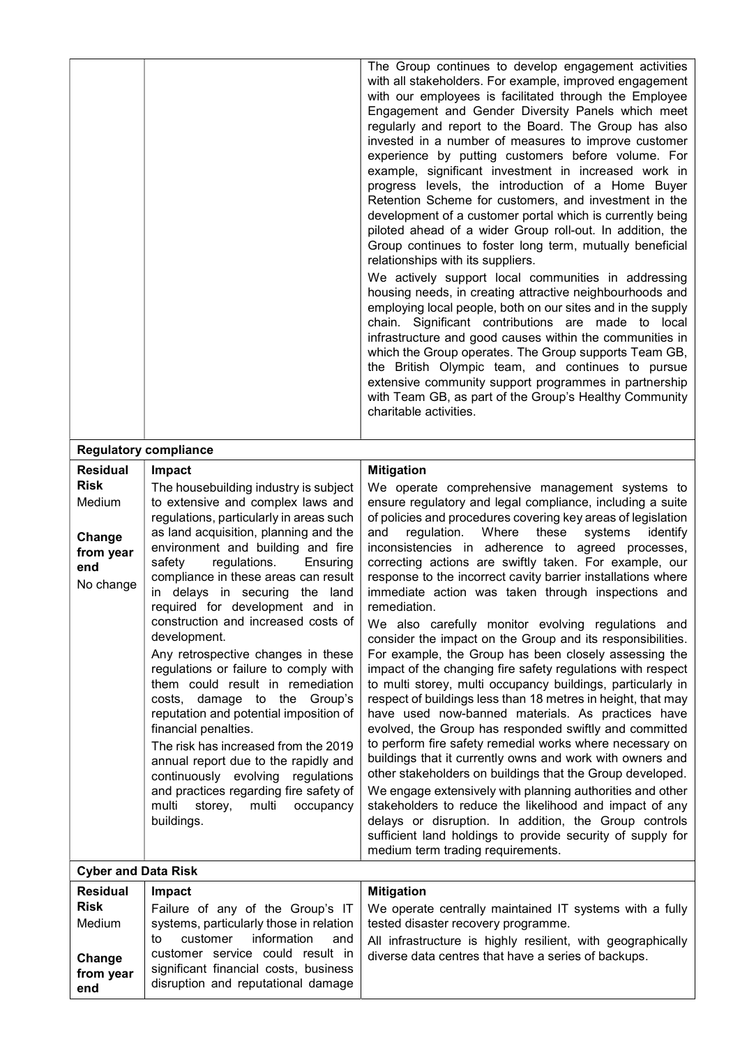| | | |
|---|---|---|
| | | The Group continues to develop engagement activities with all stakeholders. For example, improved engagement with our employees is facilitated through the Employee Engagement and Gender Diversity Panels which meet regularly and report to the Board. The Group has also invested in a number of measures to improve customer experience by putting customers before volume. For example, significant investment in increased work in progress levels, the introduction of a Home Buyer Retention Scheme for customers, and investment in the development of a customer portal which is currently being piloted ahead of a wider Group roll-out. In addition, the Group continues to foster long term, mutually beneficial relationships with its suppliers.<br><br>We actively support local communities in addressing housing needs, in creating attractive neighbourhoods and employing local people, both on our sites and in the supply chain. Significant contributions are made to local infrastructure and good causes within the communities in which the Group operates. The Group supports Team GB, the British Olympic team, and continues to pursue extensive community support programmes in partnership with Team GB, as part of the Group's Healthy Community charitable activities. |
| **Regulatory compliance** | | |
| **Residual Risk**<br>Medium<br><br>**Change from year end**<br>No change | **Impact**<br>The housebuilding industry is subject to extensive and complex laws and regulations, particularly in areas such as land acquisition, planning and the environment and building and fire safety regulations. Ensuring compliance in these areas can result in delays in securing the land required for development and in construction and increased costs of development.<br><br>Any retrospective changes in these regulations or failure to comply with them could result in remediation costs, damage to the Group's reputation and potential imposition of financial penalties.<br><br>The risk has increased from the 2019 annual report due to the rapidly and continuously evolving regulations and practices regarding fire safety of multi storey, multi occupancy buildings. | **Mitigation**<br>We operate comprehensive management systems to ensure regulatory and legal compliance, including a suite of policies and procedures covering key areas of legislation and regulation. Where these systems identify inconsistencies in adherence to agreed processes, correcting actions are swiftly taken. For example, our response to the incorrect cavity barrier installations where immediate action was taken through inspections and remediation.<br><br>We also carefully monitor evolving regulations and consider the impact on the Group and its responsibilities. For example, the Group has been closely assessing the impact of the changing fire safety regulations with respect to multi storey, multi occupancy buildings, particularly in respect of buildings less than 18 metres in height, that may have used now-banned materials. As practices have evolved, the Group has responded swiftly and committed to perform fire safety remedial works where necessary on buildings that it currently owns and work with owners and other stakeholders on buildings that the Group developed.<br><br>We engage extensively with planning authorities and other stakeholders to reduce the likelihood and impact of any delays or disruption. In addition, the Group controls sufficient land holdings to provide security of supply for medium term trading requirements. |
| **Cyber and Data Risk** | | |
| **Residual Risk**<br>Medium<br><br>**Change from year end** | **Impact**<br>Failure of any of the Group's IT systems, particularly those in relation to customer information and customer service could result in significant financial costs, business disruption and reputational damage | **Mitigation**<br>We operate centrally maintained IT systems with a fully tested disaster recovery programme.<br><br>All infrastructure is highly resilient, with geographically diverse data centres that have a series of backups. |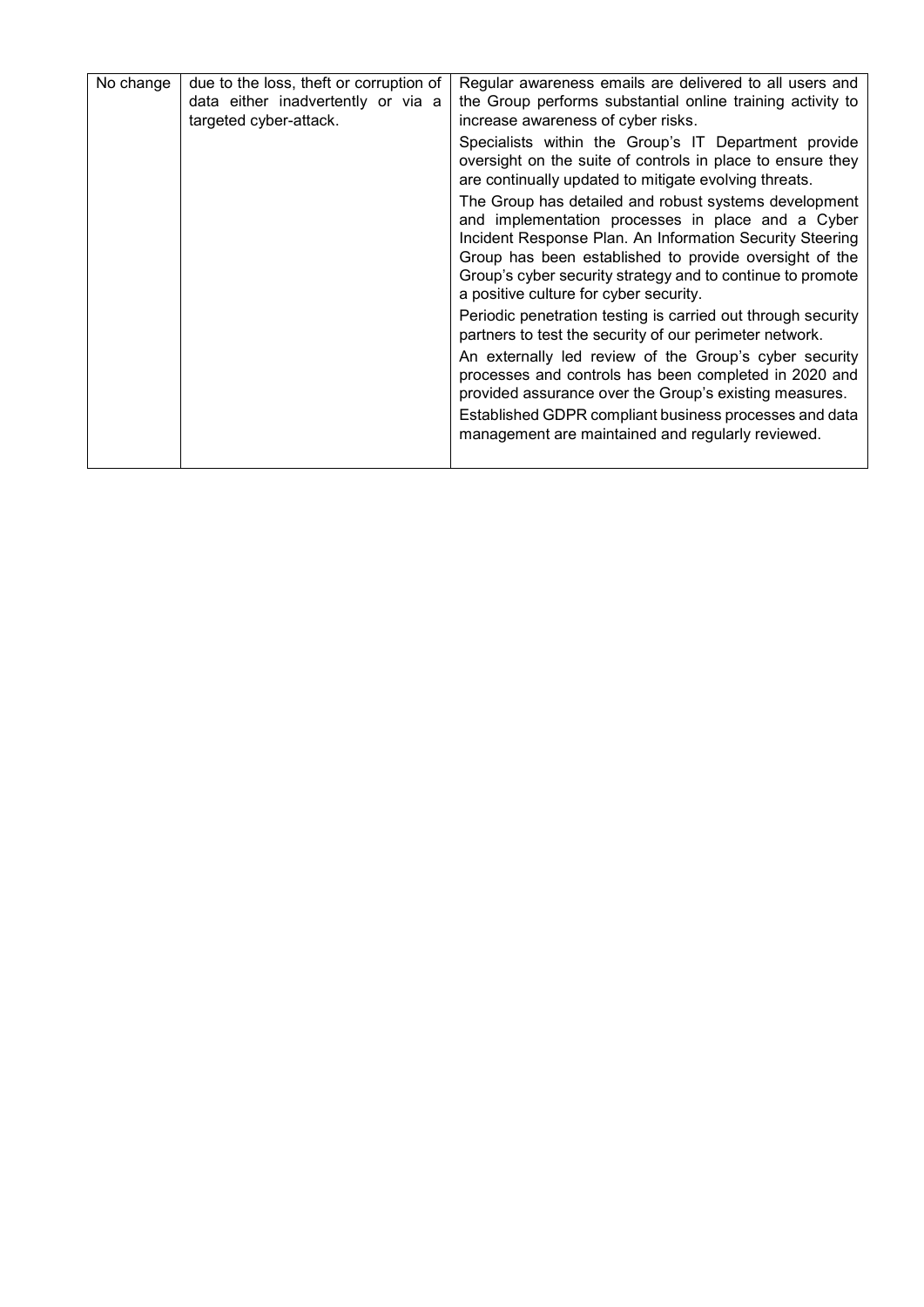| | | |
|---|---|---|
| No change | due to the loss, theft or corruption of data either inadvertently or via a targeted cyber-attack. | Regular awareness emails are delivered to all users and the Group performs substantial online training activity to increase awareness of cyber risks.<br>Specialists within the Group's IT Department provide oversight on the suite of controls in place to ensure they are continually updated to mitigate evolving threats.<br>The Group has detailed and robust systems development and implementation processes in place and a Cyber Incident Response Plan. An Information Security Steering Group has been established to provide oversight of the Group's cyber security strategy and to continue to promote a positive culture for cyber security.<br>Periodic penetration testing is carried out through security partners to test the security of our perimeter network.<br>An externally led review of the Group's cyber security processes and controls has been completed in 2020 and provided assurance over the Group's existing measures.<br>Established GDPR compliant business processes and data management are maintained and regularly reviewed. |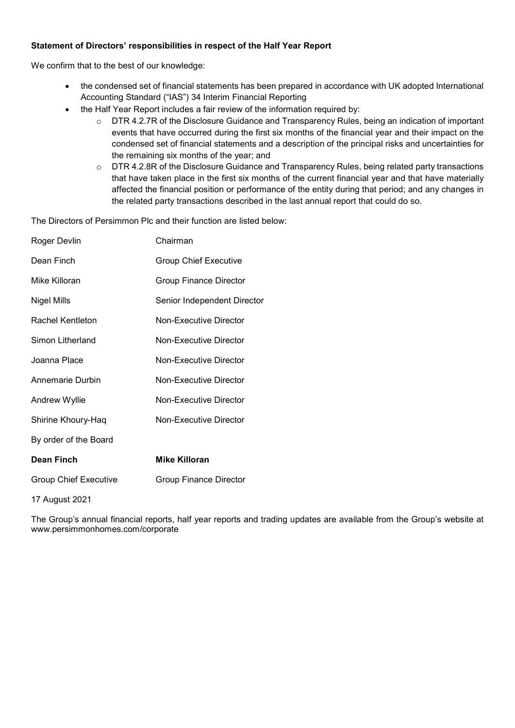**Statement of Directors' responsibilities in respect of the Half Year Report**

We confirm that to the best of our knowledge:

- the condensed set of financial statements has been prepared in accordance with UK adopted International Accounting Standard ("IAS") 34 Interim Financial Reporting
- the Half Year Report includes a fair review of the information required by:
  - DTR 4.2.7R of the Disclosure Guidance and Transparency Rules, being an indication of important events that have occurred during the first six months of the financial year and their impact on the condensed set of financial statements and a description of the principal risks and uncertainties for the remaining six months of the year; and
  - DTR 4.2.8R of the Disclosure Guidance and Transparency Rules, being related party transactions that have taken place in the first six months of the current financial year and that have materially affected the financial position or performance of the entity during that period; and any changes in the related party transactions described in the last annual report that could do so.

The Directors of Persimmon Plc and their function are listed below:

| | |
|---|---|
| Roger Devlin | Chairman |
| Dean Finch | Group Chief Executive |
| Mike Killoran | Group Finance Director |
| Nigel Mills | Senior Independent Director |
| Rachel Kentleton | Non-Executive Director |
| Simon Litherland | Non-Executive Director |
| Joanna Place | Non-Executive Director |
| Annemarie Durbin | Non-Executive Director |
| Andrew Wyllie | Non-Executive Director |
| Shirine Khoury-Haq | Non-Executive Director |

By order of the Board

| | |
|---|---|
| **Dean Finch** | **Mike Killoran** |
| Group Chief Executive | Group Finance Director |

17 August 2021

The Group's annual financial reports, half year reports and trading updates are available from the Group's website at www.persimmonhomes.com/corporate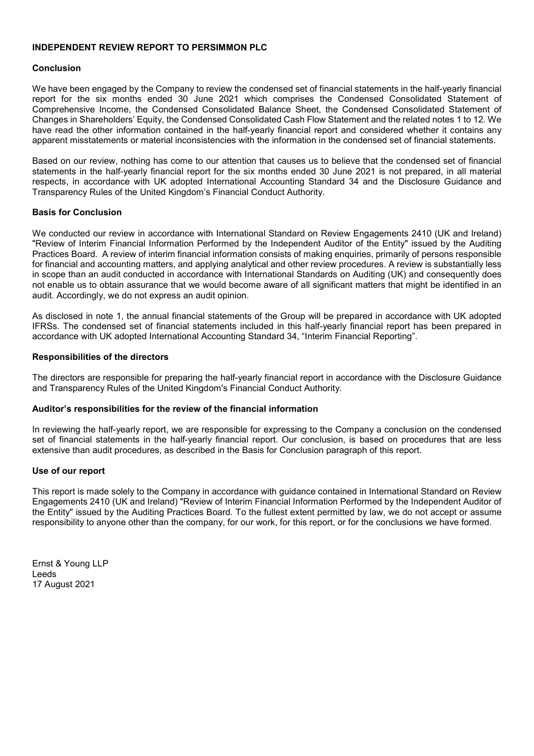## INDEPENDENT REVIEW REPORT TO PERSIMMON PLC

### Conclusion

We have been engaged by the Company to review the condensed set of financial statements in the half-yearly financial report for the six months ended 30 June 2021 which comprises the Condensed Consolidated Statement of Comprehensive Income, the Condensed Consolidated Balance Sheet, the Condensed Consolidated Statement of Changes in Shareholders' Equity, the Condensed Consolidated Cash Flow Statement and the related notes 1 to 12. We have read the other information contained in the half-yearly financial report and considered whether it contains any apparent misstatements or material inconsistencies with the information in the condensed set of financial statements.

Based on our review, nothing has come to our attention that causes us to believe that the condensed set of financial statements in the half-yearly financial report for the six months ended 30 June 2021 is not prepared, in all material respects, in accordance with UK adopted International Accounting Standard 34 and the Disclosure Guidance and Transparency Rules of the United Kingdom's Financial Conduct Authority.

### Basis for Conclusion

We conducted our review in accordance with International Standard on Review Engagements 2410 (UK and Ireland) "Review of Interim Financial Information Performed by the Independent Auditor of the Entity" issued by the Auditing Practices Board. A review of interim financial information consists of making enquiries, primarily of persons responsible for financial and accounting matters, and applying analytical and other review procedures. A review is substantially less in scope than an audit conducted in accordance with International Standards on Auditing (UK) and consequently does not enable us to obtain assurance that we would become aware of all significant matters that might be identified in an audit. Accordingly, we do not express an audit opinion.

As disclosed in note 1, the annual financial statements of the Group will be prepared in accordance with UK adopted IFRSs. The condensed set of financial statements included in this half-yearly financial report has been prepared in accordance with UK adopted International Accounting Standard 34, "Interim Financial Reporting".

### Responsibilities of the directors

The directors are responsible for preparing the half-yearly financial report in accordance with the Disclosure Guidance and Transparency Rules of the United Kingdom's Financial Conduct Authority.

### Auditor's responsibilities for the review of the financial information

In reviewing the half-yearly report, we are responsible for expressing to the Company a conclusion on the condensed set of financial statements in the half-yearly financial report. Our conclusion, is based on procedures that are less extensive than audit procedures, as described in the Basis for Conclusion paragraph of this report.

### Use of our report

This report is made solely to the Company in accordance with guidance contained in International Standard on Review Engagements 2410 (UK and Ireland) "Review of Interim Financial Information Performed by the Independent Auditor of the Entity" issued by the Auditing Practices Board. To the fullest extent permitted by law, we do not accept or assume responsibility to anyone other than the company, for our work, for this report, or for the conclusions we have formed.

Ernst & Young LLP
Leeds
17 August 2021